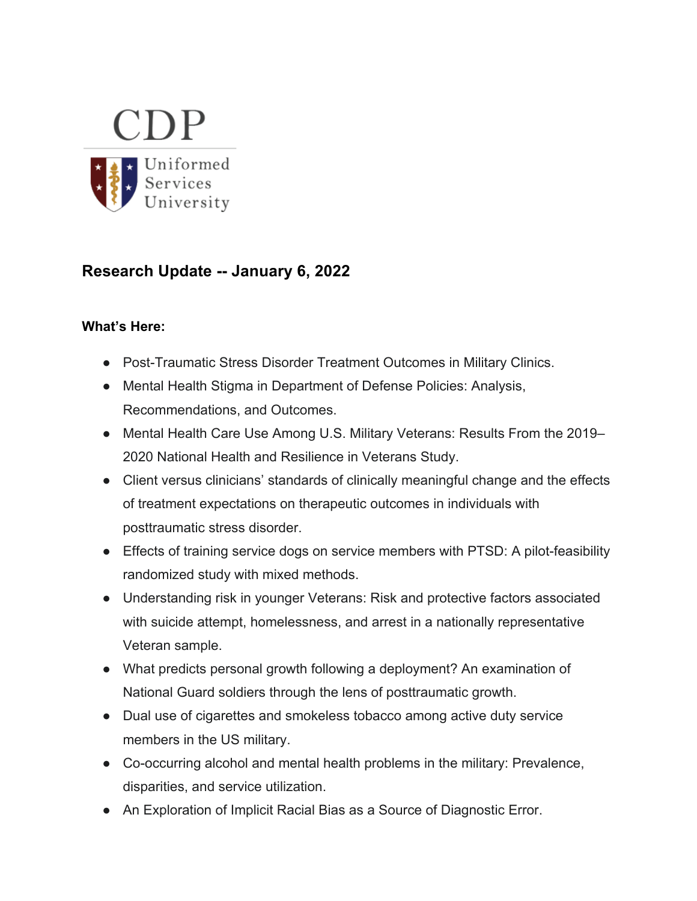CDP

Uniformed Services University

## Research Update -- January 6, 2022

**What's Here:**

- Post-Traumatic Stress Disorder Treatment Outcomes in Military Clinics.
- Mental Health Stigma in Department of Defense Policies: Analysis, Recommendations, and Outcomes.
- Mental Health Care Use Among U.S. Military Veterans: Results From the 2019–2020 National Health and Resilience in Veterans Study.
- Client versus clinicians' standards of clinically meaningful change and the effects of treatment expectations on therapeutic outcomes in individuals with posttraumatic stress disorder.
- Effects of training service dogs on service members with PTSD: A pilot-feasibility randomized study with mixed methods.
- Understanding risk in younger Veterans: Risk and protective factors associated with suicide attempt, homelessness, and arrest in a nationally representative Veteran sample.
- What predicts personal growth following a deployment? An examination of National Guard soldiers through the lens of posttraumatic growth.
- Dual use of cigarettes and smokeless tobacco among active duty service members in the US military.
- Co-occurring alcohol and mental health problems in the military: Prevalence, disparities, and service utilization.
- An Exploration of Implicit Racial Bias as a Source of Diagnostic Error.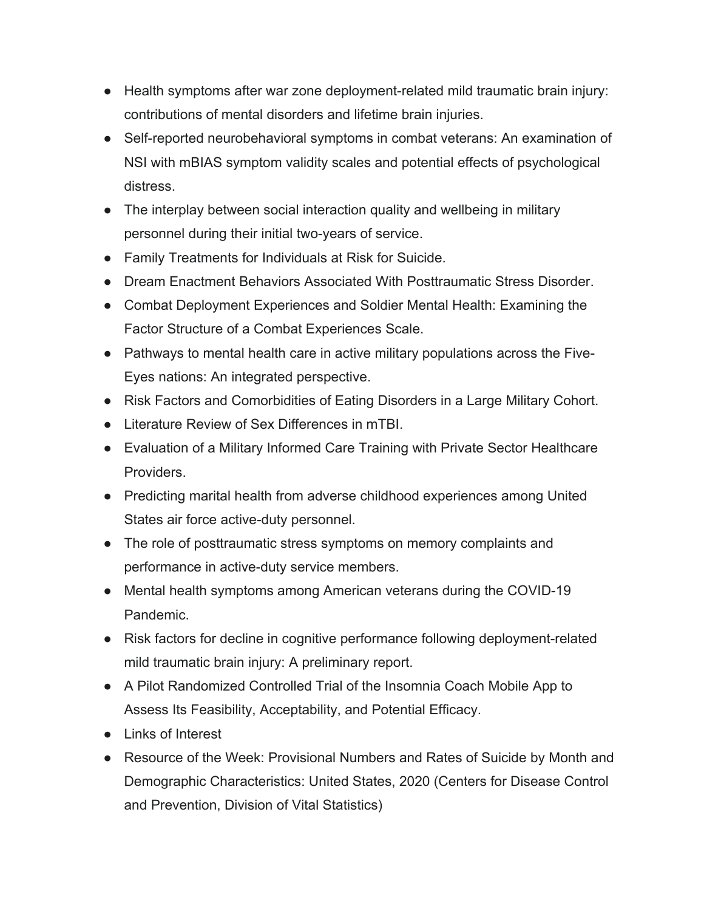- Health symptoms after war zone deployment-related mild traumatic brain injury: contributions of mental disorders and lifetime brain injuries.
- Self-reported neurobehavioral symptoms in combat veterans: An examination of NSI with mBIAS symptom validity scales and potential effects of psychological distress.
- The interplay between social interaction quality and wellbeing in military personnel during their initial two-years of service.
- Family Treatments for Individuals at Risk for Suicide.
- Dream Enactment Behaviors Associated With Posttraumatic Stress Disorder.
- Combat Deployment Experiences and Soldier Mental Health: Examining the Factor Structure of a Combat Experiences Scale.
- Pathways to mental health care in active military populations across the Five-Eyes nations: An integrated perspective.
- Risk Factors and Comorbidities of Eating Disorders in a Large Military Cohort.
- Literature Review of Sex Differences in mTBI.
- Evaluation of a Military Informed Care Training with Private Sector Healthcare Providers.
- Predicting marital health from adverse childhood experiences among United States air force active-duty personnel.
- The role of posttraumatic stress symptoms on memory complaints and performance in active-duty service members.
- Mental health symptoms among American veterans during the COVID-19 Pandemic.
- Risk factors for decline in cognitive performance following deployment-related mild traumatic brain injury: A preliminary report.
- A Pilot Randomized Controlled Trial of the Insomnia Coach Mobile App to Assess Its Feasibility, Acceptability, and Potential Efficacy.
- Links of Interest
- Resource of the Week: Provisional Numbers and Rates of Suicide by Month and Demographic Characteristics: United States, 2020 (Centers for Disease Control and Prevention, Division of Vital Statistics)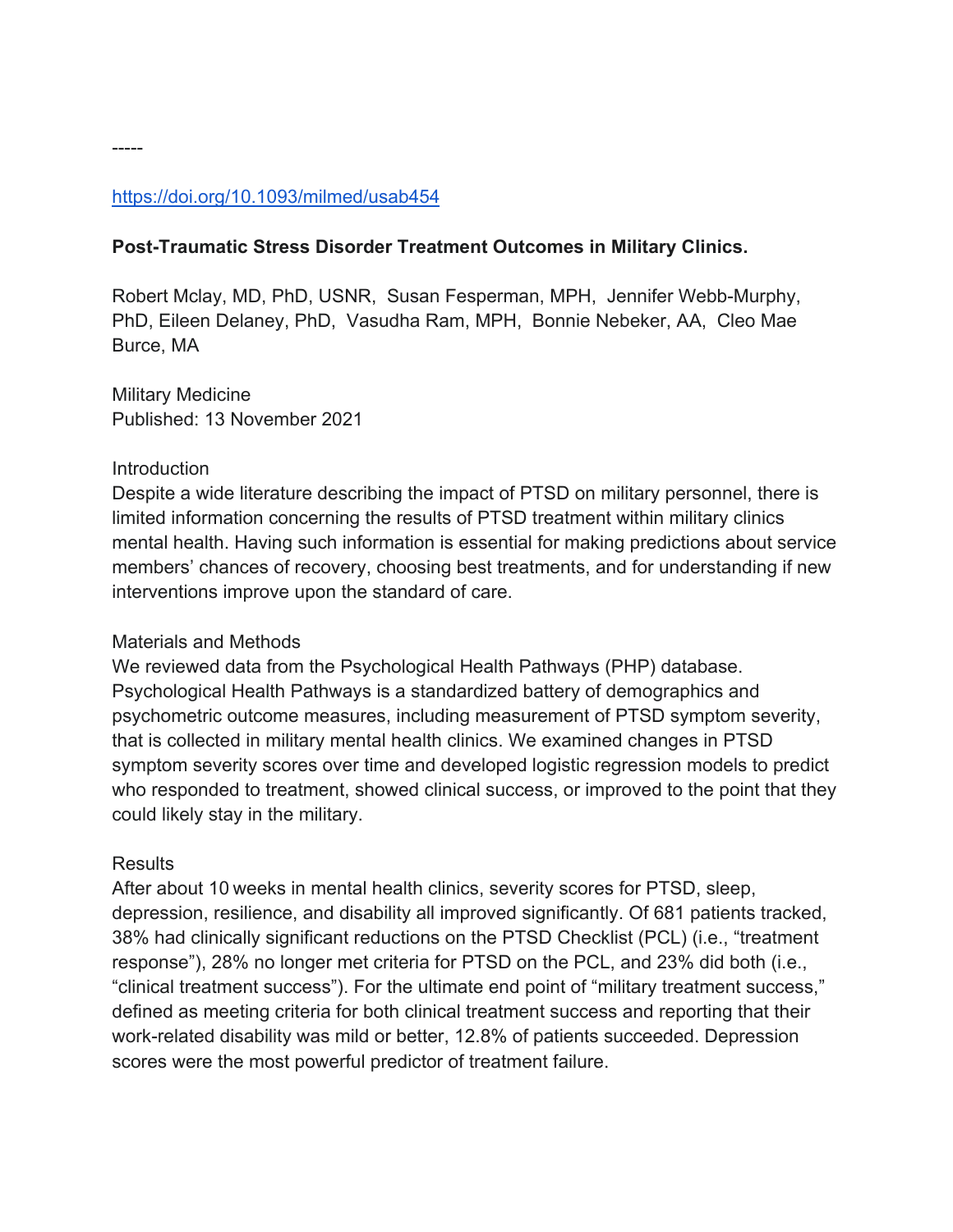-----

https://doi.org/10.1093/milmed/usab454

**Post-Traumatic Stress Disorder Treatment Outcomes in Military Clinics.**

Robert Mclay, MD, PhD, USNR, Susan Fesperman, MPH, Jennifer Webb-Murphy, PhD, Eileen Delaney, PhD, Vasudha Ram, MPH, Bonnie Nebeker, AA, Cleo Mae Burce, MA

Military Medicine
Published: 13 November 2021

Introduction
Despite a wide literature describing the impact of PTSD on military personnel, there is limited information concerning the results of PTSD treatment within military clinics mental health. Having such information is essential for making predictions about service members' chances of recovery, choosing best treatments, and for understanding if new interventions improve upon the standard of care.

Materials and Methods
We reviewed data from the Psychological Health Pathways (PHP) database. Psychological Health Pathways is a standardized battery of demographics and psychometric outcome measures, including measurement of PTSD symptom severity, that is collected in military mental health clinics. We examined changes in PTSD symptom severity scores over time and developed logistic regression models to predict who responded to treatment, showed clinical success, or improved to the point that they could likely stay in the military.

Results
After about 10 weeks in mental health clinics, severity scores for PTSD, sleep, depression, resilience, and disability all improved significantly. Of 681 patients tracked, 38% had clinically significant reductions on the PTSD Checklist (PCL) (i.e., "treatment response"), 28% no longer met criteria for PTSD on the PCL, and 23% did both (i.e., "clinical treatment success"). For the ultimate end point of "military treatment success," defined as meeting criteria for both clinical treatment success and reporting that their work-related disability was mild or better, 12.8% of patients succeeded. Depression scores were the most powerful predictor of treatment failure.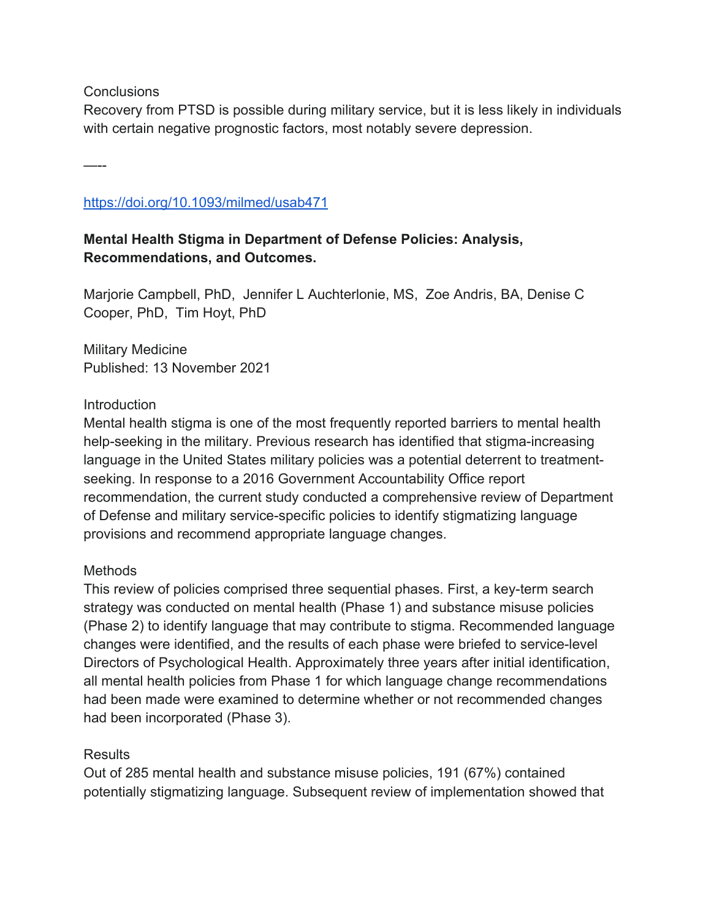Conclusions

Recovery from PTSD is possible during military service, but it is less likely in individuals with certain negative prognostic factors, most notably severe depression.

—--

https://doi.org/10.1093/milmed/usab471

**Mental Health Stigma in Department of Defense Policies: Analysis, Recommendations, and Outcomes.**

Marjorie Campbell, PhD, Jennifer L Auchterlonie, MS, Zoe Andris, BA, Denise C Cooper, PhD, Tim Hoyt, PhD

Military Medicine
Published: 13 November 2021

Introduction

Mental health stigma is one of the most frequently reported barriers to mental health help-seeking in the military. Previous research has identified that stigma-increasing language in the United States military policies was a potential deterrent to treatment-seeking. In response to a 2016 Government Accountability Office report recommendation, the current study conducted a comprehensive review of Department of Defense and military service-specific policies to identify stigmatizing language provisions and recommend appropriate language changes.

Methods

This review of policies comprised three sequential phases. First, a key-term search strategy was conducted on mental health (Phase 1) and substance misuse policies (Phase 2) to identify language that may contribute to stigma. Recommended language changes were identified, and the results of each phase were briefed to service-level Directors of Psychological Health. Approximately three years after initial identification, all mental health policies from Phase 1 for which language change recommendations had been made were examined to determine whether or not recommended changes had been incorporated (Phase 3).

Results

Out of 285 mental health and substance misuse policies, 191 (67%) contained potentially stigmatizing language. Subsequent review of implementation showed that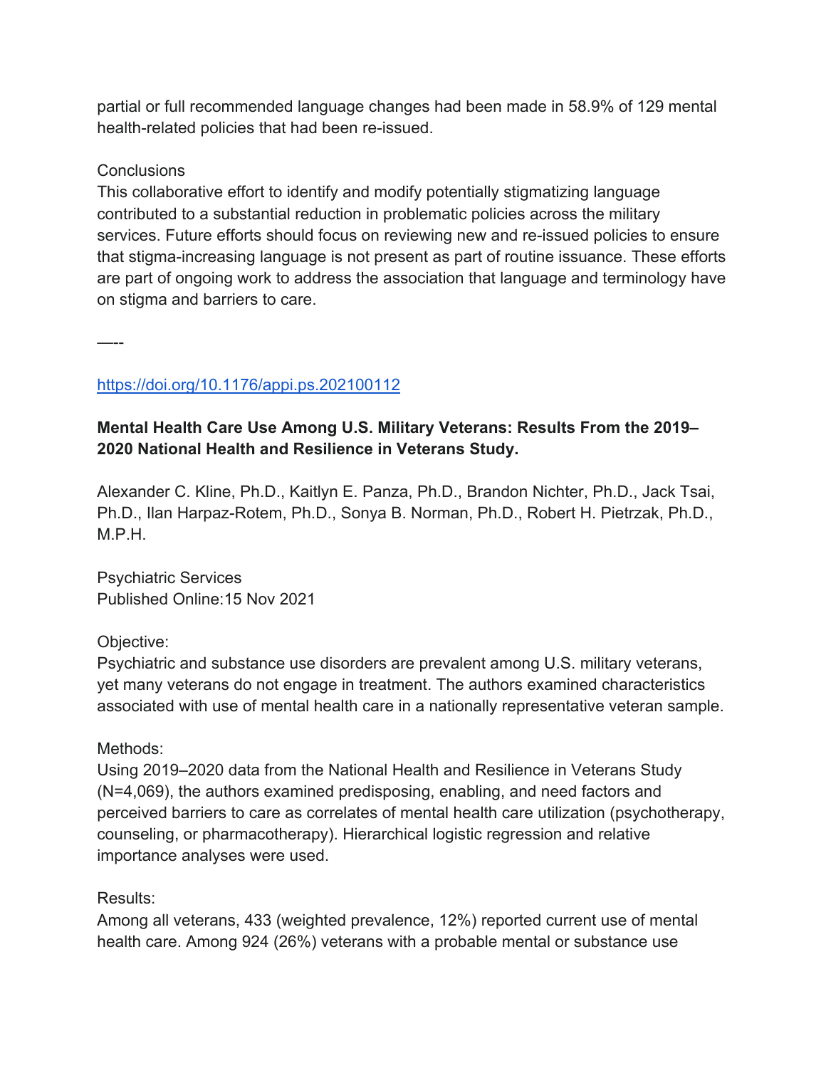partial or full recommended language changes had been made in 58.9% of 129 mental health-related policies that had been re-issued.

Conclusions
This collaborative effort to identify and modify potentially stigmatizing language contributed to a substantial reduction in problematic policies across the military services. Future efforts should focus on reviewing new and re-issued policies to ensure that stigma-increasing language is not present as part of routine issuance. These efforts are part of ongoing work to address the association that language and terminology have on stigma and barriers to care.

—--

https://doi.org/10.1176/appi.ps.202100112

**Mental Health Care Use Among U.S. Military Veterans: Results From the 2019–2020 National Health and Resilience in Veterans Study.**

Alexander C. Kline, Ph.D., Kaitlyn E. Panza, Ph.D., Brandon Nichter, Ph.D., Jack Tsai, Ph.D., Ilan Harpaz-Rotem, Ph.D., Sonya B. Norman, Ph.D., Robert H. Pietrzak, Ph.D., M.P.H.

Psychiatric Services
Published Online:15 Nov 2021

Objective:
Psychiatric and substance use disorders are prevalent among U.S. military veterans, yet many veterans do not engage in treatment. The authors examined characteristics associated with use of mental health care in a nationally representative veteran sample.

Methods:
Using 2019–2020 data from the National Health and Resilience in Veterans Study (N=4,069), the authors examined predisposing, enabling, and need factors and perceived barriers to care as correlates of mental health care utilization (psychotherapy, counseling, or pharmacotherapy). Hierarchical logistic regression and relative importance analyses were used.

Results:
Among all veterans, 433 (weighted prevalence, 12%) reported current use of mental health care. Among 924 (26%) veterans with a probable mental or substance use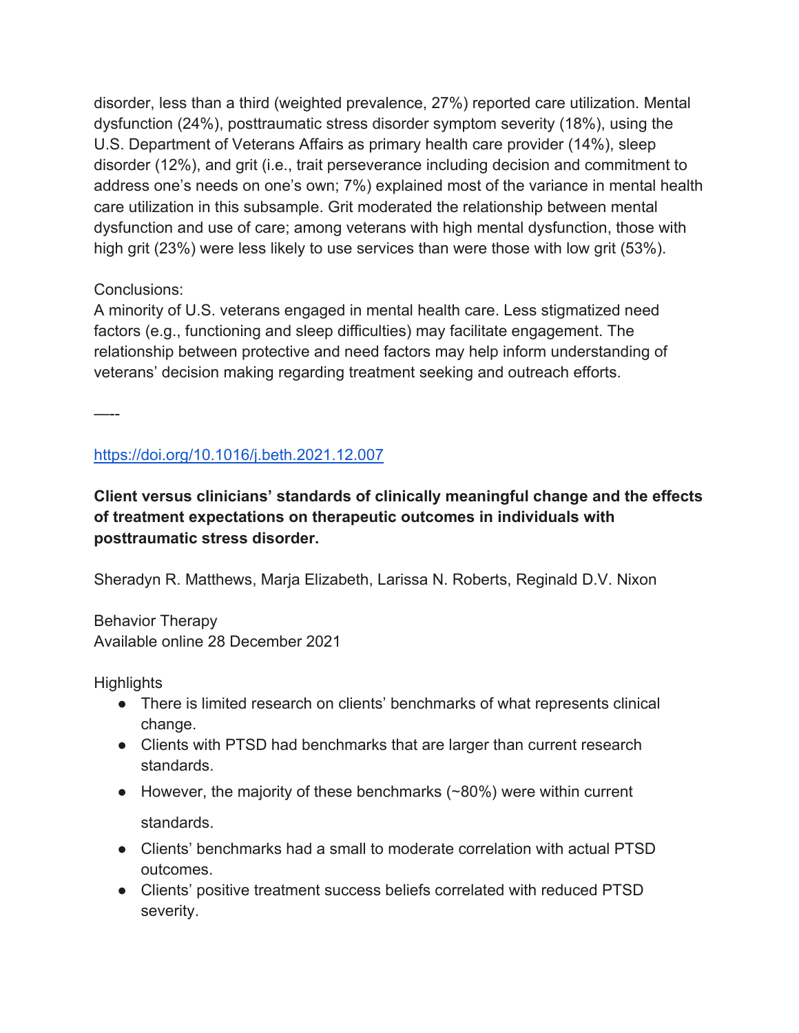disorder, less than a third (weighted prevalence, 27%) reported care utilization. Mental dysfunction (24%), posttraumatic stress disorder symptom severity (18%), using the U.S. Department of Veterans Affairs as primary health care provider (14%), sleep disorder (12%), and grit (i.e., trait perseverance including decision and commitment to address one's needs on one's own; 7%) explained most of the variance in mental health care utilization in this subsample. Grit moderated the relationship between mental dysfunction and use of care; among veterans with high mental dysfunction, those with high grit (23%) were less likely to use services than were those with low grit (53%).

Conclusions:
A minority of U.S. veterans engaged in mental health care. Less stigmatized need factors (e.g., functioning and sleep difficulties) may facilitate engagement. The relationship between protective and need factors may help inform understanding of veterans' decision making regarding treatment seeking and outreach efforts.

—--

https://doi.org/10.1016/j.beth.2021.12.007

**Client versus clinicians' standards of clinically meaningful change and the effects of treatment expectations on therapeutic outcomes in individuals with posttraumatic stress disorder.**

Sheradyn R. Matthews, Marja Elizabeth, Larissa N. Roberts, Reginald D.V. Nixon

Behavior Therapy
Available online 28 December 2021

Highlights

- There is limited research on clients' benchmarks of what represents clinical change.
- Clients with PTSD had benchmarks that are larger than current research standards.
- However, the majority of these benchmarks (~80%) were within current standards.
- Clients' benchmarks had a small to moderate correlation with actual PTSD outcomes.
- Clients' positive treatment success beliefs correlated with reduced PTSD severity.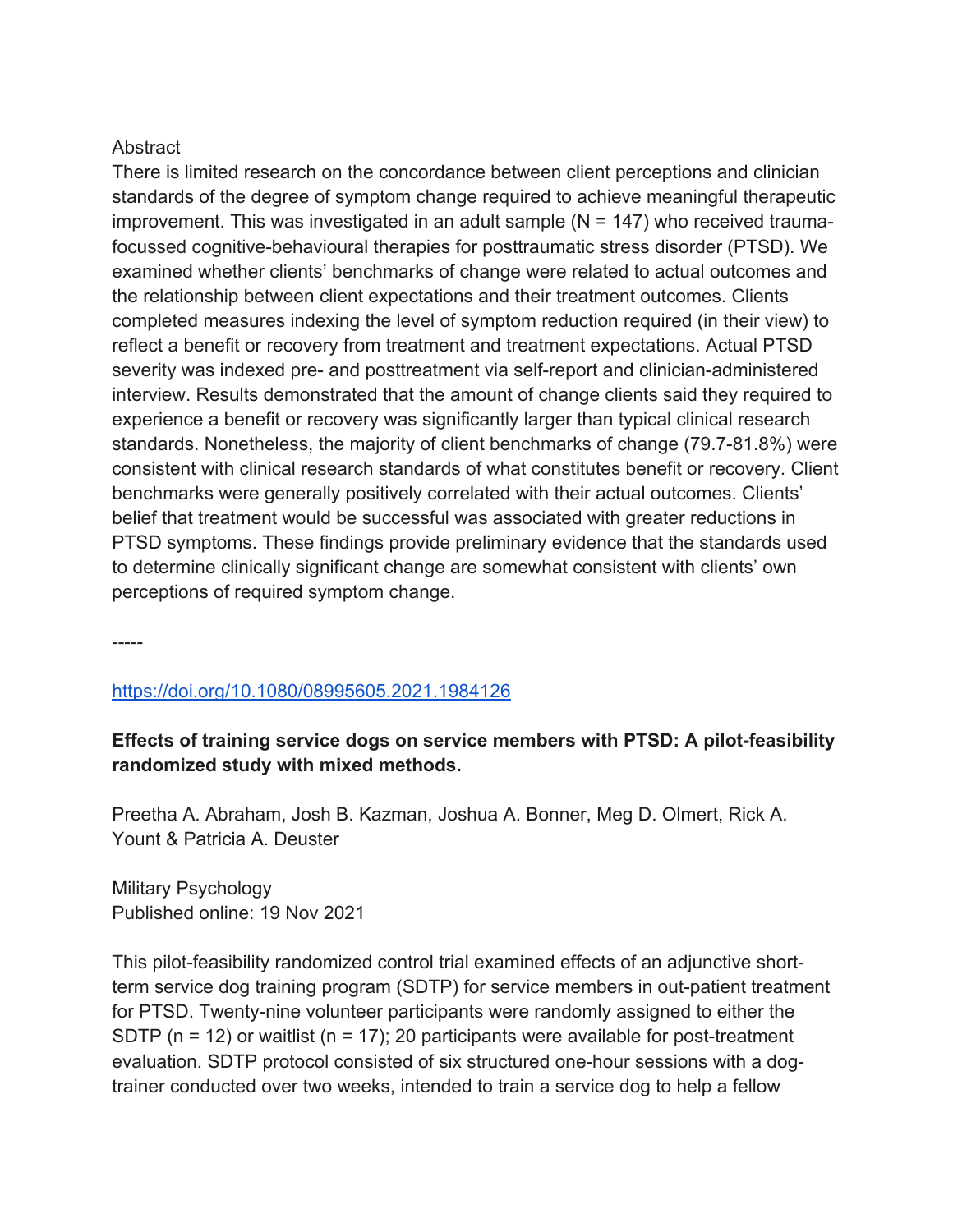Abstract

There is limited research on the concordance between client perceptions and clinician standards of the degree of symptom change required to achieve meaningful therapeutic improvement. This was investigated in an adult sample (N = 147) who received trauma-focussed cognitive-behavioural therapies for posttraumatic stress disorder (PTSD). We examined whether clients' benchmarks of change were related to actual outcomes and the relationship between client expectations and their treatment outcomes. Clients completed measures indexing the level of symptom reduction required (in their view) to reflect a benefit or recovery from treatment and treatment expectations. Actual PTSD severity was indexed pre- and posttreatment via self-report and clinician-administered interview. Results demonstrated that the amount of change clients said they required to experience a benefit or recovery was significantly larger than typical clinical research standards. Nonetheless, the majority of client benchmarks of change (79.7-81.8%) were consistent with clinical research standards of what constitutes benefit or recovery. Client benchmarks were generally positively correlated with their actual outcomes. Clients' belief that treatment would be successful was associated with greater reductions in PTSD symptoms. These findings provide preliminary evidence that the standards used to determine clinically significant change are somewhat consistent with clients' own perceptions of required symptom change.

-----

https://doi.org/10.1080/08995605.2021.1984126

**Effects of training service dogs on service members with PTSD: A pilot-feasibility randomized study with mixed methods.**

Preetha A. Abraham, Josh B. Kazman, Joshua A. Bonner, Meg D. Olmert, Rick A. Yount & Patricia A. Deuster

Military Psychology
Published online: 19 Nov 2021

This pilot-feasibility randomized control trial examined effects of an adjunctive short-term service dog training program (SDTP) for service members in out-patient treatment for PTSD. Twenty-nine volunteer participants were randomly assigned to either the SDTP (n = 12) or waitlist (n = 17); 20 participants were available for post-treatment evaluation. SDTP protocol consisted of six structured one-hour sessions with a dog-trainer conducted over two weeks, intended to train a service dog to help a fellow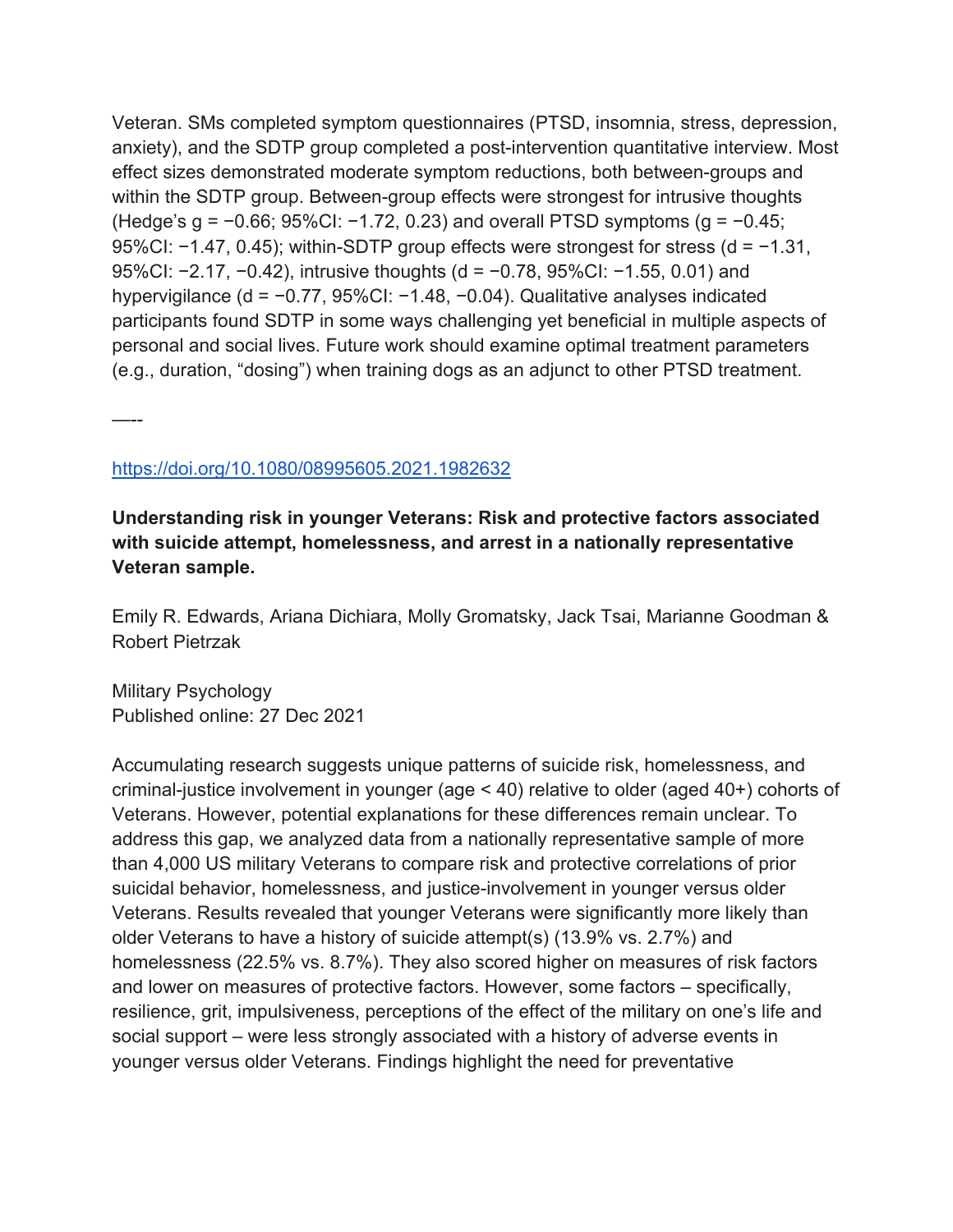Veteran. SMs completed symptom questionnaires (PTSD, insomnia, stress, depression, anxiety), and the SDTP group completed a post-intervention quantitative interview. Most effect sizes demonstrated moderate symptom reductions, both between-groups and within the SDTP group. Between-group effects were strongest for intrusive thoughts (Hedge's $g = −0.66$; 95%CI: $−1.72, 0.23$) and overall PTSD symptoms ($g = −0.45$; 95%CI: $−1.47, 0.45$); within-SDTP group effects were strongest for stress ($d = −1.31$, 95%CI: $−2.17, −0.42$), intrusive thoughts ($d = −0.78$, 95%CI: $−1.55, 0.01$) and hypervigilance ($d = −0.77$, 95%CI: $−1.48, −0.04$). Qualitative analyses indicated participants found SDTP in some ways challenging yet beneficial in multiple aspects of personal and social lives. Future work should examine optimal treatment parameters (e.g., duration, "dosing") when training dogs as an adjunct to other PTSD treatment.

—--

https://doi.org/10.1080/08995605.2021.1982632

**Understanding risk in younger Veterans: Risk and protective factors associated with suicide attempt, homelessness, and arrest in a nationally representative Veteran sample.**

Emily R. Edwards, Ariana Dichiara, Molly Gromatsky, Jack Tsai, Marianne Goodman & Robert Pietrzak

Military Psychology
Published online: 27 Dec 2021

Accumulating research suggests unique patterns of suicide risk, homelessness, and criminal-justice involvement in younger (age < 40) relative to older (aged 40+) cohorts of Veterans. However, potential explanations for these differences remain unclear. To address this gap, we analyzed data from a nationally representative sample of more than 4,000 US military Veterans to compare risk and protective correlations of prior suicidal behavior, homelessness, and justice-involvement in younger versus older Veterans. Results revealed that younger Veterans were significantly more likely than older Veterans to have a history of suicide attempt(s) (13.9% vs. 2.7%) and homelessness (22.5% vs. 8.7%). They also scored higher on measures of risk factors and lower on measures of protective factors. However, some factors – specifically, resilience, grit, impulsiveness, perceptions of the effect of the military on one's life and social support – were less strongly associated with a history of adverse events in younger versus older Veterans. Findings highlight the need for preventative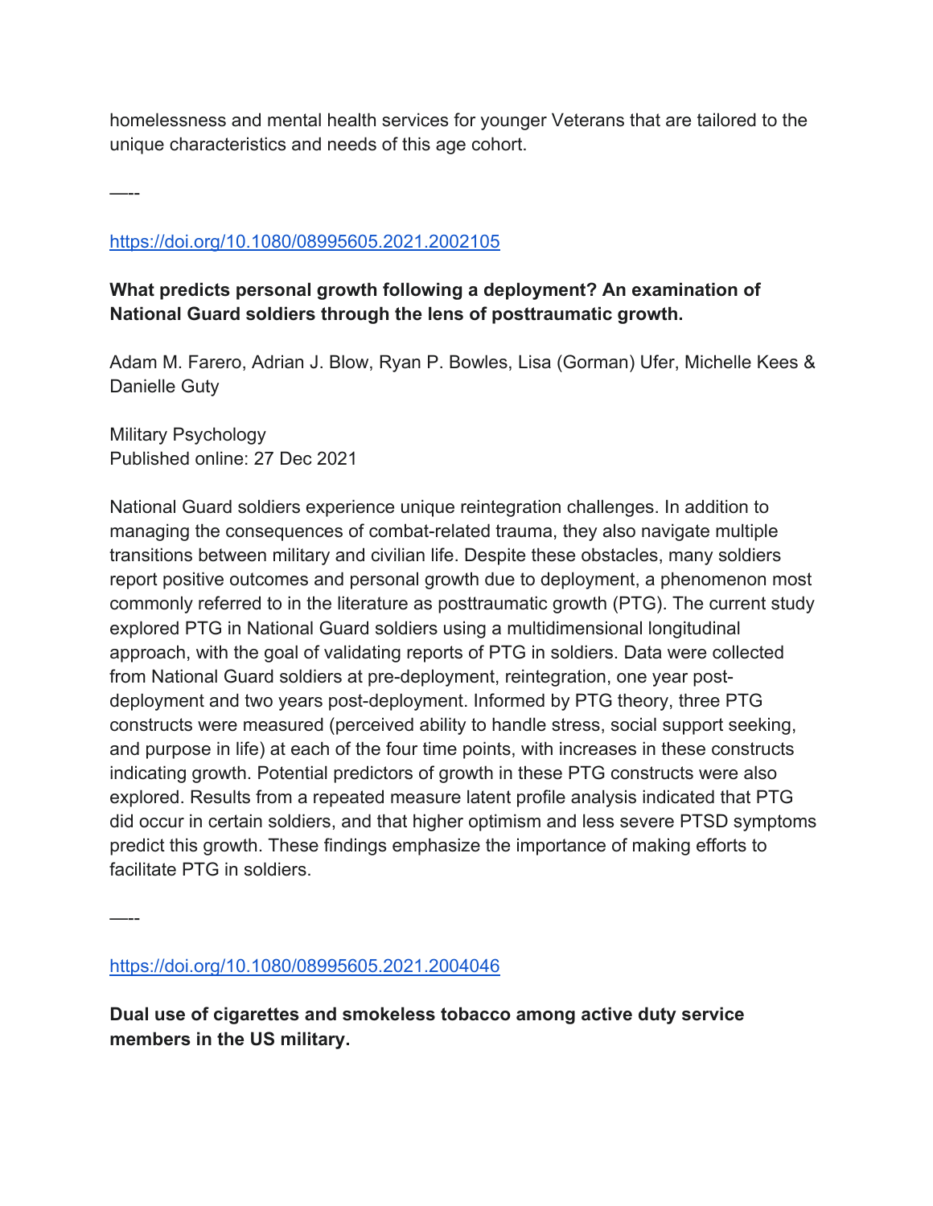homelessness and mental health services for younger Veterans that are tailored to the unique characteristics and needs of this age cohort.

-----

https://doi.org/10.1080/08995605.2021.2002105

**What predicts personal growth following a deployment? An examination of National Guard soldiers through the lens of posttraumatic growth.**

Adam M. Farero, Adrian J. Blow, Ryan P. Bowles, Lisa (Gorman) Ufer, Michelle Kees & Danielle Guty

Military Psychology
Published online: 27 Dec 2021

National Guard soldiers experience unique reintegration challenges. In addition to managing the consequences of combat-related trauma, they also navigate multiple transitions between military and civilian life. Despite these obstacles, many soldiers report positive outcomes and personal growth due to deployment, a phenomenon most commonly referred to in the literature as posttraumatic growth (PTG). The current study explored PTG in National Guard soldiers using a multidimensional longitudinal approach, with the goal of validating reports of PTG in soldiers. Data were collected from National Guard soldiers at pre-deployment, reintegration, one year post-deployment and two years post-deployment. Informed by PTG theory, three PTG constructs were measured (perceived ability to handle stress, social support seeking, and purpose in life) at each of the four time points, with increases in these constructs indicating growth. Potential predictors of growth in these PTG constructs were also explored. Results from a repeated measure latent profile analysis indicated that PTG did occur in certain soldiers, and that higher optimism and less severe PTSD symptoms predict this growth. These findings emphasize the importance of making efforts to facilitate PTG in soldiers.

-----

https://doi.org/10.1080/08995605.2021.2004046

**Dual use of cigarettes and smokeless tobacco among active duty service members in the US military.**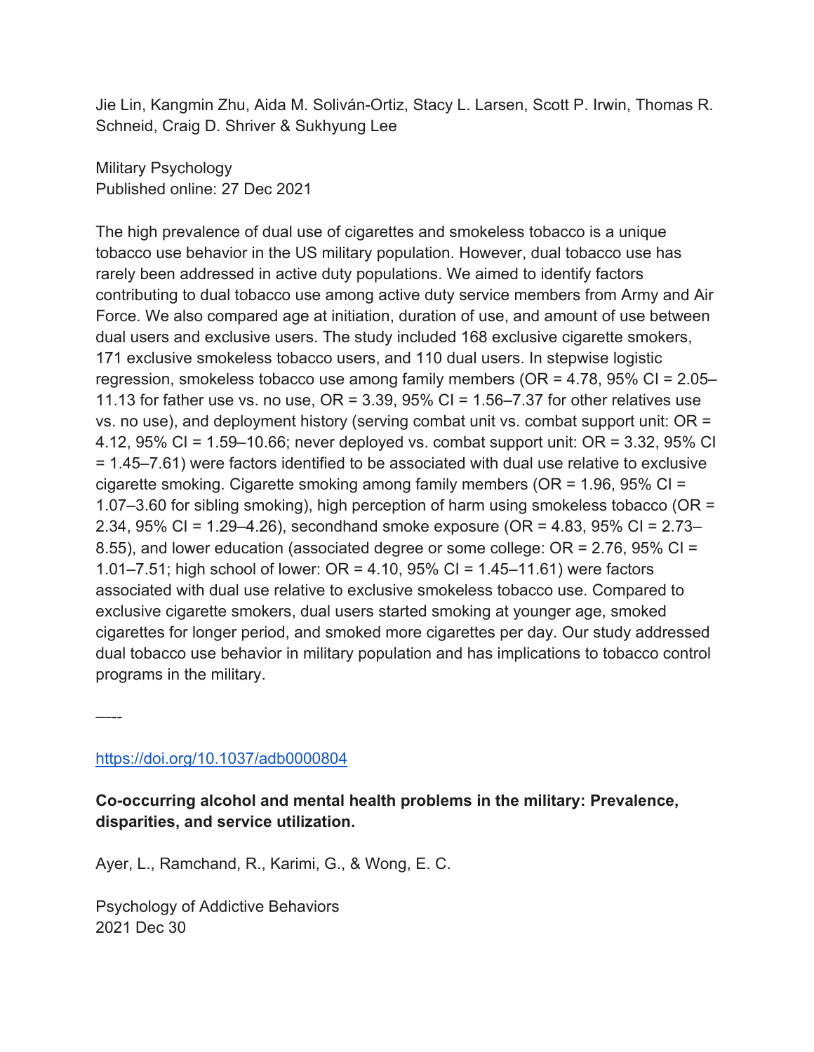Jie Lin, Kangmin Zhu, Aida M. Soliván-Ortiz, Stacy L. Larsen, Scott P. Irwin, Thomas R. Schneid, Craig D. Shriver & Sukhyung Lee

Military Psychology
Published online: 27 Dec 2021

The high prevalence of dual use of cigarettes and smokeless tobacco is a unique tobacco use behavior in the US military population. However, dual tobacco use has rarely been addressed in active duty populations. We aimed to identify factors contributing to dual tobacco use among active duty service members from Army and Air Force. We also compared age at initiation, duration of use, and amount of use between dual users and exclusive users. The study included 168 exclusive cigarette smokers, 171 exclusive smokeless tobacco users, and 110 dual users. In stepwise logistic regression, smokeless tobacco use among family members (OR = 4.78, 95% CI = 2.05–11.13 for father use vs. no use, OR = 3.39, 95% CI = 1.56–7.37 for other relatives use vs. no use), and deployment history (serving combat unit vs. combat support unit: OR = 4.12, 95% CI = 1.59–10.66; never deployed vs. combat support unit: OR = 3.32, 95% CI = 1.45–7.61) were factors identified to be associated with dual use relative to exclusive cigarette smoking. Cigarette smoking among family members (OR = 1.96, 95% CI = 1.07–3.60 for sibling smoking), high perception of harm using smokeless tobacco (OR = 2.34, 95% CI = 1.29–4.26), secondhand smoke exposure (OR = 4.83, 95% CI = 2.73–8.55), and lower education (associated degree or some college: OR = 2.76, 95% CI = 1.01–7.51; high school of lower: OR = 4.10, 95% CI = 1.45–11.61) were factors associated with dual use relative to exclusive smokeless tobacco use. Compared to exclusive cigarette smokers, dual users started smoking at younger age, smoked cigarettes for longer period, and smoked more cigarettes per day. Our study addressed dual tobacco use behavior in military population and has implications to tobacco control programs in the military.

—--

https://doi.org/10.1037/adb0000804

**Co-occurring alcohol and mental health problems in the military: Prevalence, disparities, and service utilization.**

Ayer, L., Ramchand, R., Karimi, G., & Wong, E. C.

Psychology of Addictive Behaviors
2021 Dec 30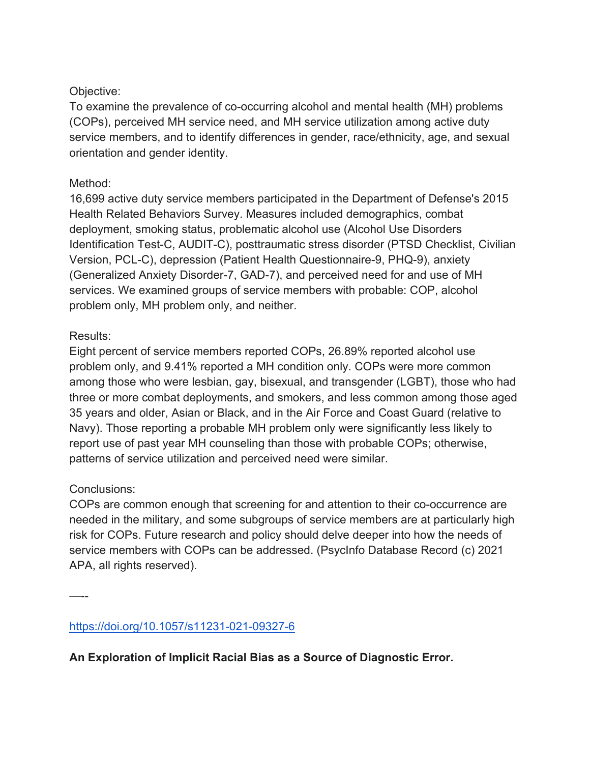Objective:
To examine the prevalence of co-occurring alcohol and mental health (MH) problems (COPs), perceived MH service need, and MH service utilization among active duty service members, and to identify differences in gender, race/ethnicity, age, and sexual orientation and gender identity.

Method:
16,699 active duty service members participated in the Department of Defense's 2015 Health Related Behaviors Survey. Measures included demographics, combat deployment, smoking status, problematic alcohol use (Alcohol Use Disorders Identification Test-C, AUDIT-C), posttraumatic stress disorder (PTSD Checklist, Civilian Version, PCL-C), depression (Patient Health Questionnaire-9, PHQ-9), anxiety (Generalized Anxiety Disorder-7, GAD-7), and perceived need for and use of MH services. We examined groups of service members with probable: COP, alcohol problem only, MH problem only, and neither.

Results:
Eight percent of service members reported COPs, 26.89% reported alcohol use problem only, and 9.41% reported a MH condition only. COPs were more common among those who were lesbian, gay, bisexual, and transgender (LGBT), those who had three or more combat deployments, and smokers, and less common among those aged 35 years and older, Asian or Black, and in the Air Force and Coast Guard (relative to Navy). Those reporting a probable MH problem only were significantly less likely to report use of past year MH counseling than those with probable COPs; otherwise, patterns of service utilization and perceived need were similar.

Conclusions:
COPs are common enough that screening for and attention to their co-occurrence are needed in the military, and some subgroups of service members are at particularly high risk for COPs. Future research and policy should delve deeper into how the needs of service members with COPs can be addressed. (PsycInfo Database Record (c) 2021 APA, all rights reserved).

—--

https://doi.org/10.1057/s11231-021-09327-6

**An Exploration of Implicit Racial Bias as a Source of Diagnostic Error.**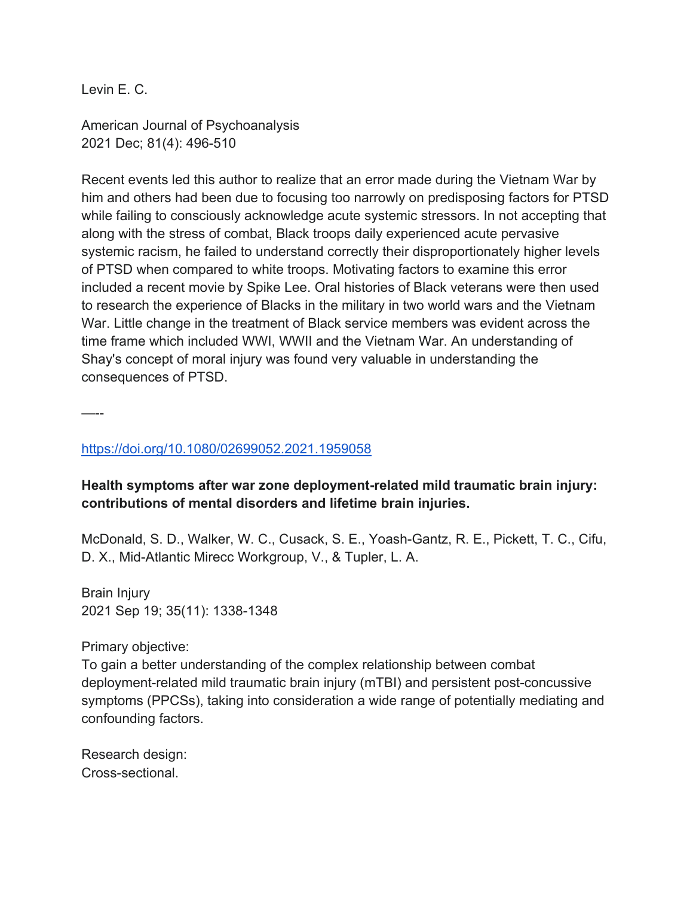Levin E. C.

American Journal of Psychoanalysis
2021 Dec; 81(4): 496-510

Recent events led this author to realize that an error made during the Vietnam War by him and others had been due to focusing too narrowly on predisposing factors for PTSD while failing to consciously acknowledge acute systemic stressors. In not accepting that along with the stress of combat, Black troops daily experienced acute pervasive systemic racism, he failed to understand correctly their disproportionately higher levels of PTSD when compared to white troops. Motivating factors to examine this error included a recent movie by Spike Lee. Oral histories of Black veterans were then used to research the experience of Blacks in the military in two world wars and the Vietnam War. Little change in the treatment of Black service members was evident across the time frame which included WWI, WWII and the Vietnam War. An understanding of Shay's concept of moral injury was found very valuable in understanding the consequences of PTSD.

----

https://doi.org/10.1080/02699052.2021.1959058

**Health symptoms after war zone deployment-related mild traumatic brain injury: contributions of mental disorders and lifetime brain injuries.**

McDonald, S. D., Walker, W. C., Cusack, S. E., Yoash-Gantz, R. E., Pickett, T. C., Cifu, D. X., Mid-Atlantic Mirecc Workgroup, V., & Tupler, L. A.

Brain Injury
2021 Sep 19; 35(11): 1338-1348

Primary objective:
To gain a better understanding of the complex relationship between combat deployment-related mild traumatic brain injury (mTBI) and persistent post-concussive symptoms (PPCSs), taking into consideration a wide range of potentially mediating and confounding factors.

Research design:
Cross-sectional.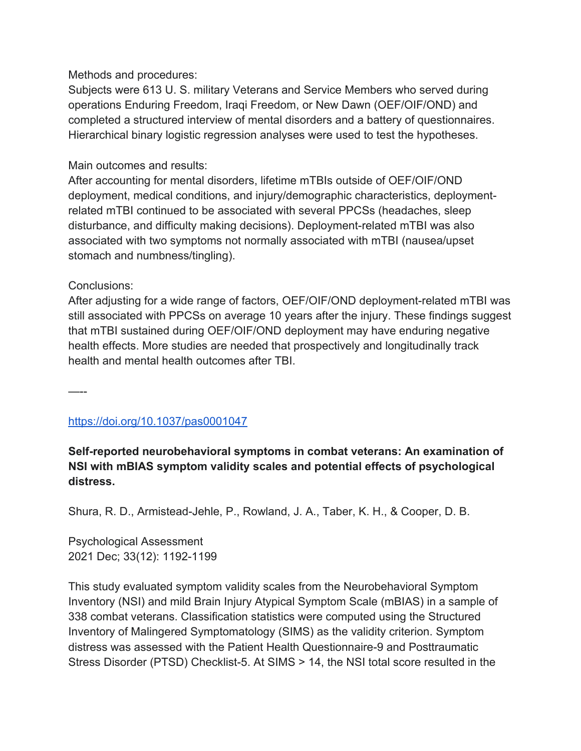Methods and procedures:
Subjects were 613 U. S. military Veterans and Service Members who served during operations Enduring Freedom, Iraqi Freedom, or New Dawn (OEF/OIF/OND) and completed a structured interview of mental disorders and a battery of questionnaires. Hierarchical binary logistic regression analyses were used to test the hypotheses.

Main outcomes and results:
After accounting for mental disorders, lifetime mTBIs outside of OEF/OIF/OND deployment, medical conditions, and injury/demographic characteristics, deployment-related mTBI continued to be associated with several PPCSs (headaches, sleep disturbance, and difficulty making decisions). Deployment-related mTBI was also associated with two symptoms not normally associated with mTBI (nausea/upset stomach and numbness/tingling).

Conclusions:
After adjusting for a wide range of factors, OEF/OIF/OND deployment-related mTBI was still associated with PPCSs on average 10 years after the injury. These findings suggest that mTBI sustained during OEF/OIF/OND deployment may have enduring negative health effects. More studies are needed that prospectively and longitudinally track health and mental health outcomes after TBI.

—--

https://doi.org/10.1037/pas0001047

**Self-reported neurobehavioral symptoms in combat veterans: An examination of NSI with mBIAS symptom validity scales and potential effects of psychological distress.**

Shura, R. D., Armistead-Jehle, P., Rowland, J. A., Taber, K. H., & Cooper, D. B.

Psychological Assessment
2021 Dec; 33(12): 1192-1199

This study evaluated symptom validity scales from the Neurobehavioral Symptom Inventory (NSI) and mild Brain Injury Atypical Symptom Scale (mBIAS) in a sample of 338 combat veterans. Classification statistics were computed using the Structured Inventory of Malingered Symptomatology (SIMS) as the validity criterion. Symptom distress was assessed with the Patient Health Questionnaire-9 and Posttraumatic Stress Disorder (PTSD) Checklist-5. At SIMS > 14, the NSI total score resulted in the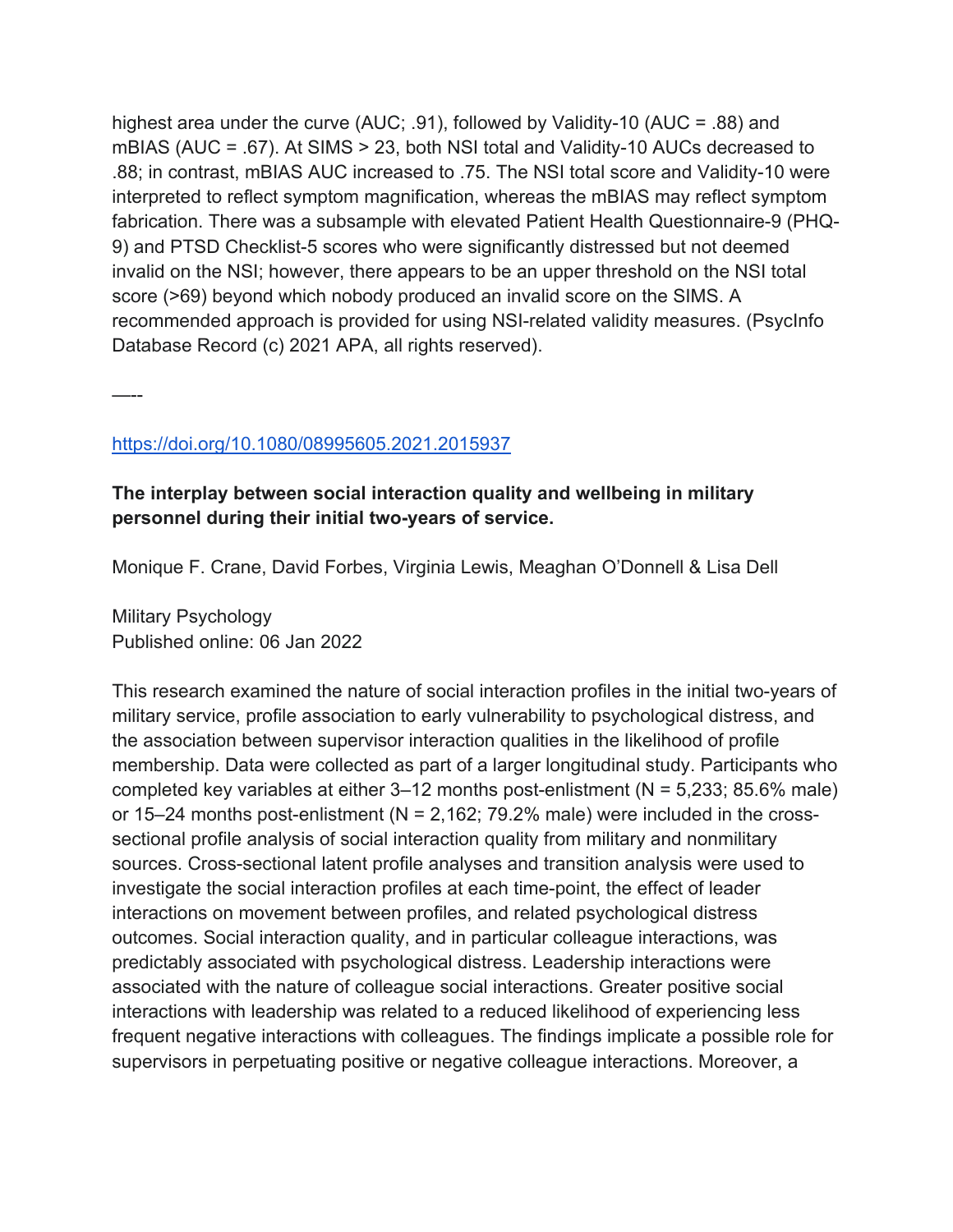highest area under the curve (AUC; .91), followed by Validity-10 (AUC = .88) and mBIAS (AUC = .67). At SIMS > 23, both NSI total and Validity-10 AUCs decreased to .88; in contrast, mBIAS AUC increased to .75. The NSI total score and Validity-10 were interpreted to reflect symptom magnification, whereas the mBIAS may reflect symptom fabrication. There was a subsample with elevated Patient Health Questionnaire-9 (PHQ-9) and PTSD Checklist-5 scores who were significantly distressed but not deemed invalid on the NSI; however, there appears to be an upper threshold on the NSI total score (>69) beyond which nobody produced an invalid score on the SIMS. A recommended approach is provided for using NSI-related validity measures. (PsycInfo Database Record (c) 2021 APA, all rights reserved).

—--

https://doi.org/10.1080/08995605.2021.2015937

**The interplay between social interaction quality and wellbeing in military personnel during their initial two-years of service.**

Monique F. Crane, David Forbes, Virginia Lewis, Meaghan O'Donnell & Lisa Dell

Military Psychology
Published online: 06 Jan 2022

This research examined the nature of social interaction profiles in the initial two-years of military service, profile association to early vulnerability to psychological distress, and the association between supervisor interaction qualities in the likelihood of profile membership. Data were collected as part of a larger longitudinal study. Participants who completed key variables at either 3–12 months post-enlistment (N = 5,233; 85.6% male) or 15–24 months post-enlistment (N = 2,162; 79.2% male) were included in the cross-sectional profile analysis of social interaction quality from military and nonmilitary sources. Cross-sectional latent profile analyses and transition analysis were used to investigate the social interaction profiles at each time-point, the effect of leader interactions on movement between profiles, and related psychological distress outcomes. Social interaction quality, and in particular colleague interactions, was predictably associated with psychological distress. Leadership interactions were associated with the nature of colleague social interactions. Greater positive social interactions with leadership was related to a reduced likelihood of experiencing less frequent negative interactions with colleagues. The findings implicate a possible role for supervisors in perpetuating positive or negative colleague interactions. Moreover, a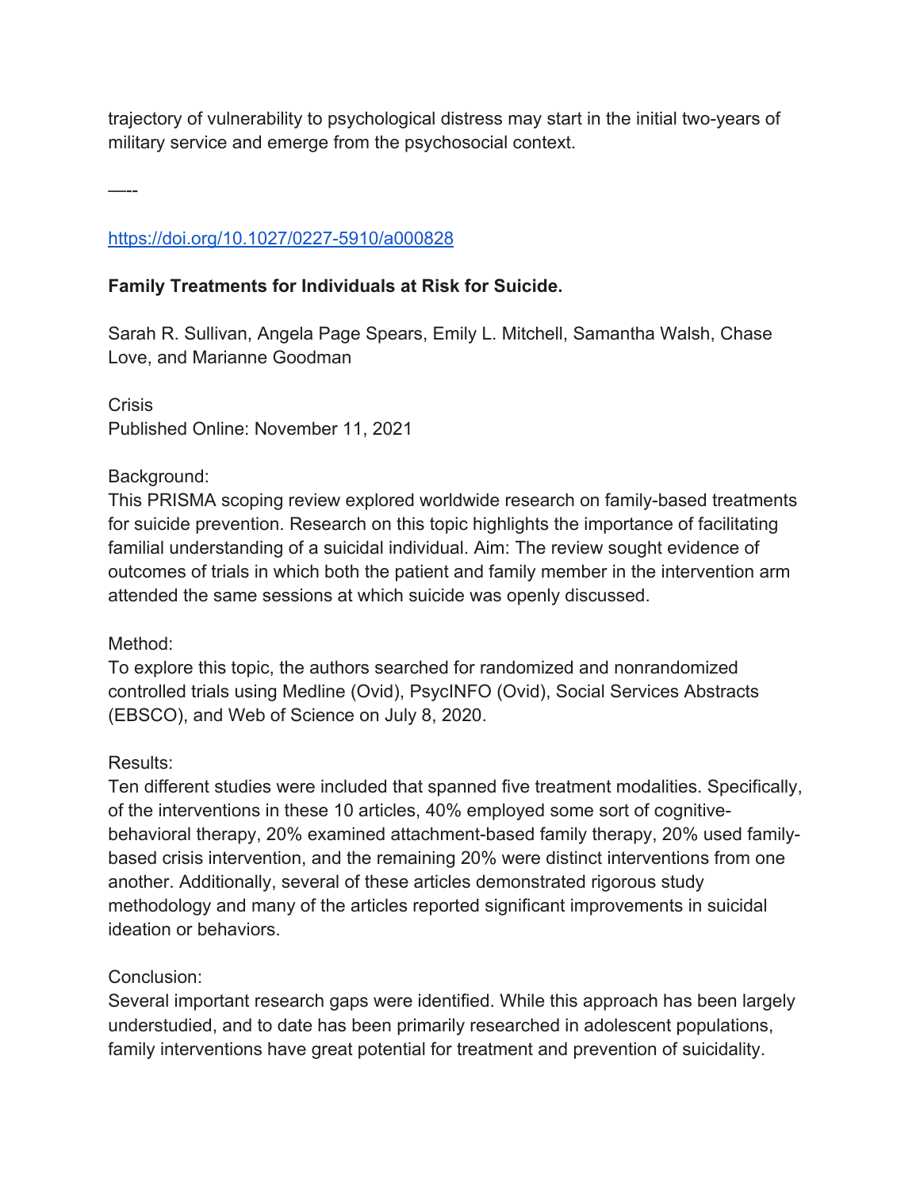trajectory of vulnerability to psychological distress may start in the initial two-years of military service and emerge from the psychosocial context.

—--

https://doi.org/10.1027/0227-5910/a000828

**Family Treatments for Individuals at Risk for Suicide.**

Sarah R. Sullivan, Angela Page Spears, Emily L. Mitchell, Samantha Walsh, Chase Love, and Marianne Goodman

Crisis
Published Online: November 11, 2021

Background:
This PRISMA scoping review explored worldwide research on family-based treatments for suicide prevention. Research on this topic highlights the importance of facilitating familial understanding of a suicidal individual. Aim: The review sought evidence of outcomes of trials in which both the patient and family member in the intervention arm attended the same sessions at which suicide was openly discussed.

Method:
To explore this topic, the authors searched for randomized and nonrandomized controlled trials using Medline (Ovid), PsycINFO (Ovid), Social Services Abstracts (EBSCO), and Web of Science on July 8, 2020.

Results:
Ten different studies were included that spanned five treatment modalities. Specifically, of the interventions in these 10 articles, 40% employed some sort of cognitive-behavioral therapy, 20% examined attachment-based family therapy, 20% used family-based crisis intervention, and the remaining 20% were distinct interventions from one another. Additionally, several of these articles demonstrated rigorous study methodology and many of the articles reported significant improvements in suicidal ideation or behaviors.

Conclusion:
Several important research gaps were identified. While this approach has been largely understudied, and to date has been primarily researched in adolescent populations, family interventions have great potential for treatment and prevention of suicidality.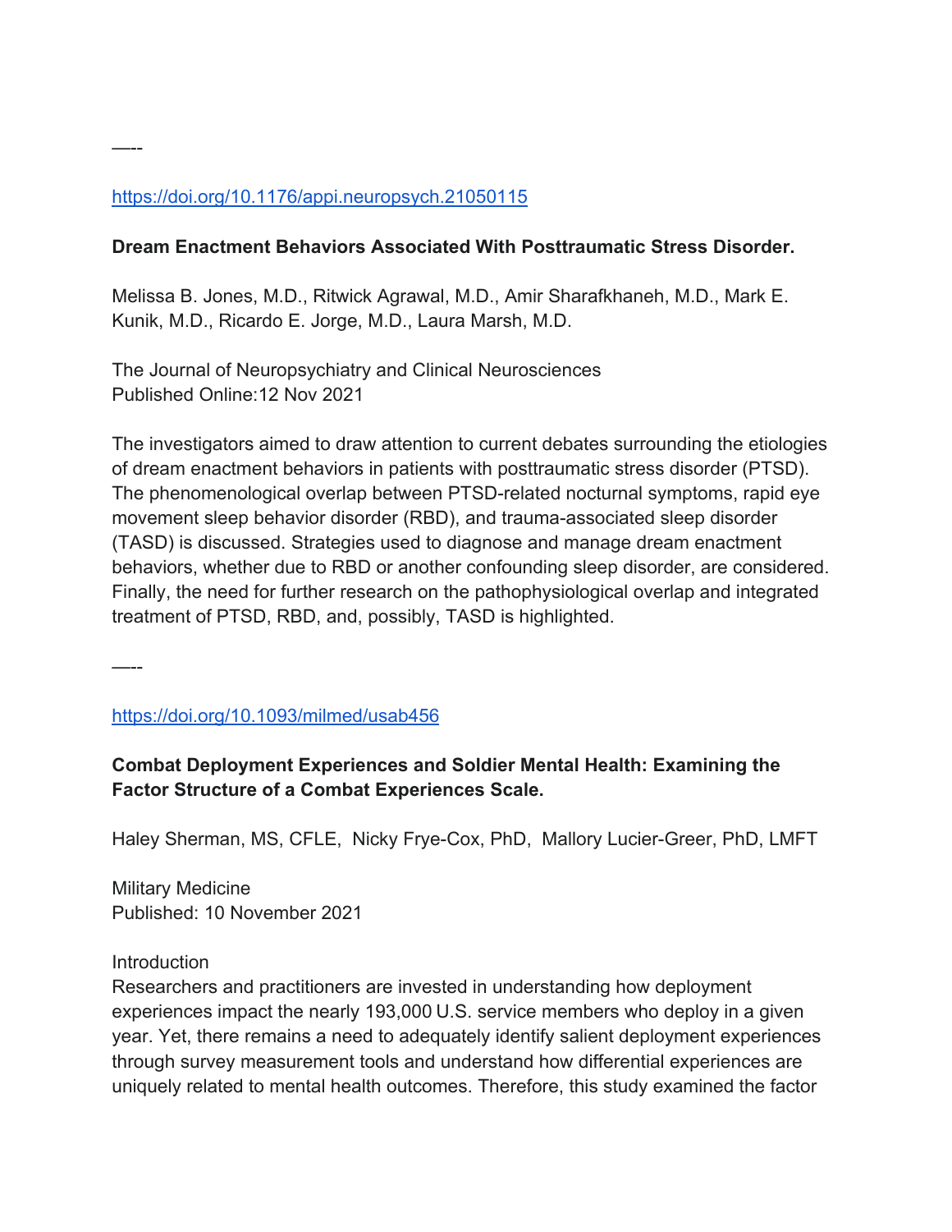—--

https://doi.org/10.1176/appi.neuropsych.21050115

**Dream Enactment Behaviors Associated With Posttraumatic Stress Disorder.**

Melissa B. Jones, M.D., Ritwick Agrawal, M.D., Amir Sharafkhaneh, M.D., Mark E. Kunik, M.D., Ricardo E. Jorge, M.D., Laura Marsh, M.D.

The Journal of Neuropsychiatry and Clinical Neurosciences
Published Online:12 Nov 2021

The investigators aimed to draw attention to current debates surrounding the etiologies of dream enactment behaviors in patients with posttraumatic stress disorder (PTSD). The phenomenological overlap between PTSD-related nocturnal symptoms, rapid eye movement sleep behavior disorder (RBD), and trauma-associated sleep disorder (TASD) is discussed. Strategies used to diagnose and manage dream enactment behaviors, whether due to RBD or another confounding sleep disorder, are considered. Finally, the need for further research on the pathophysiological overlap and integrated treatment of PTSD, RBD, and, possibly, TASD is highlighted.

—--

https://doi.org/10.1093/milmed/usab456

**Combat Deployment Experiences and Soldier Mental Health: Examining the Factor Structure of a Combat Experiences Scale.**

Haley Sherman, MS, CFLE, Nicky Frye-Cox, PhD, Mallory Lucier-Greer, PhD, LMFT

Military Medicine
Published: 10 November 2021

Introduction
Researchers and practitioners are invested in understanding how deployment experiences impact the nearly 193,000 U.S. service members who deploy in a given year. Yet, there remains a need to adequately identify salient deployment experiences through survey measurement tools and understand how differential experiences are uniquely related to mental health outcomes. Therefore, this study examined the factor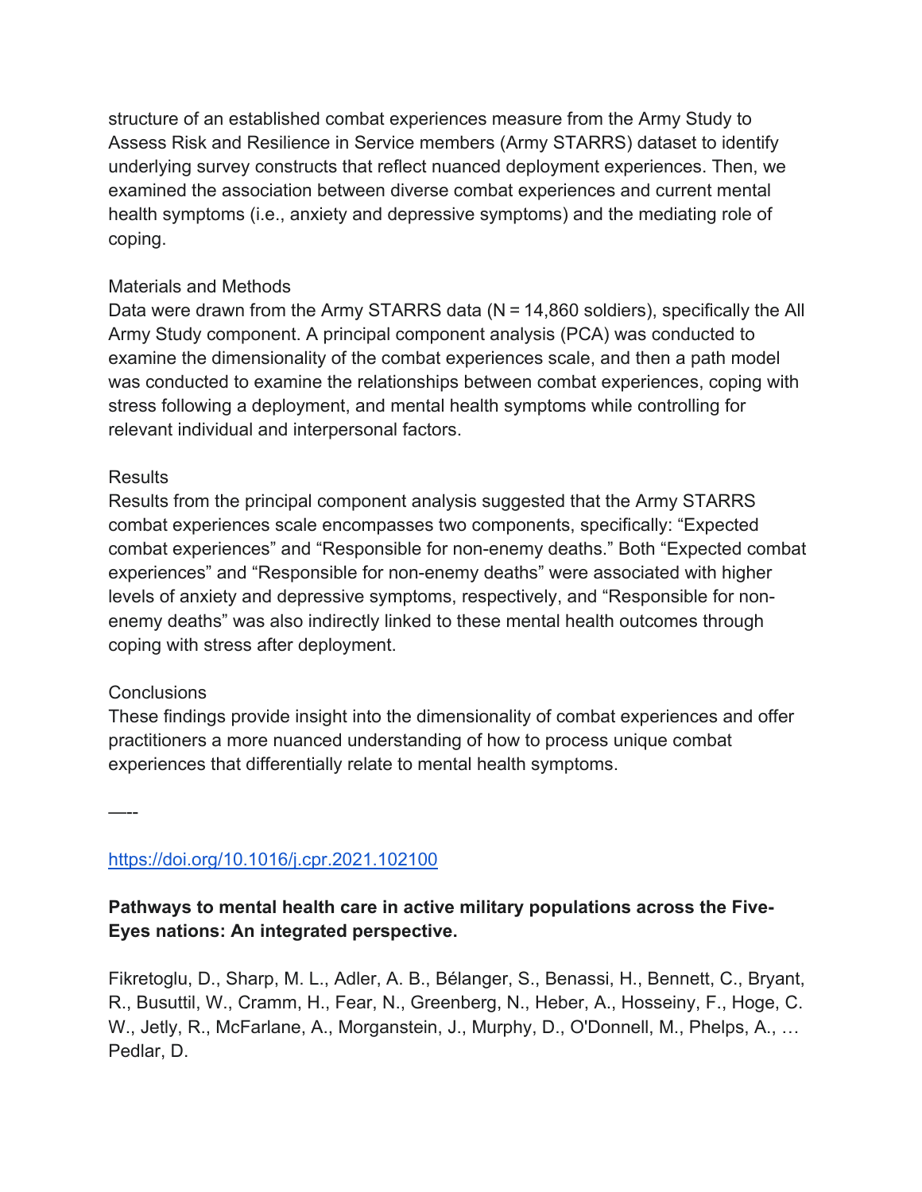structure of an established combat experiences measure from the Army Study to Assess Risk and Resilience in Service members (Army STARRS) dataset to identify underlying survey constructs that reflect nuanced deployment experiences. Then, we examined the association between diverse combat experiences and current mental health symptoms (i.e., anxiety and depressive symptoms) and the mediating role of coping.

Materials and Methods
Data were drawn from the Army STARRS data (N = 14,860 soldiers), specifically the All Army Study component. A principal component analysis (PCA) was conducted to examine the dimensionality of the combat experiences scale, and then a path model was conducted to examine the relationships between combat experiences, coping with stress following a deployment, and mental health symptoms while controlling for relevant individual and interpersonal factors.

Results
Results from the principal component analysis suggested that the Army STARRS combat experiences scale encompasses two components, specifically: "Expected combat experiences" and "Responsible for non-enemy deaths." Both "Expected combat experiences" and "Responsible for non-enemy deaths" were associated with higher levels of anxiety and depressive symptoms, respectively, and "Responsible for non-enemy deaths" was also indirectly linked to these mental health outcomes through coping with stress after deployment.

Conclusions
These findings provide insight into the dimensionality of combat experiences and offer practitioners a more nuanced understanding of how to process unique combat experiences that differentially relate to mental health symptoms.

—--

https://doi.org/10.1016/j.cpr.2021.102100

**Pathways to mental health care in active military populations across the Five-Eyes nations: An integrated perspective.**

Fikretoglu, D., Sharp, M. L., Adler, A. B., Bélanger, S., Benassi, H., Bennett, C., Bryant, R., Busuttil, W., Cramm, H., Fear, N., Greenberg, N., Heber, A., Hosseiny, F., Hoge, C. W., Jetly, R., McFarlane, A., Morganstein, J., Murphy, D., O'Donnell, M., Phelps, A., … Pedlar, D.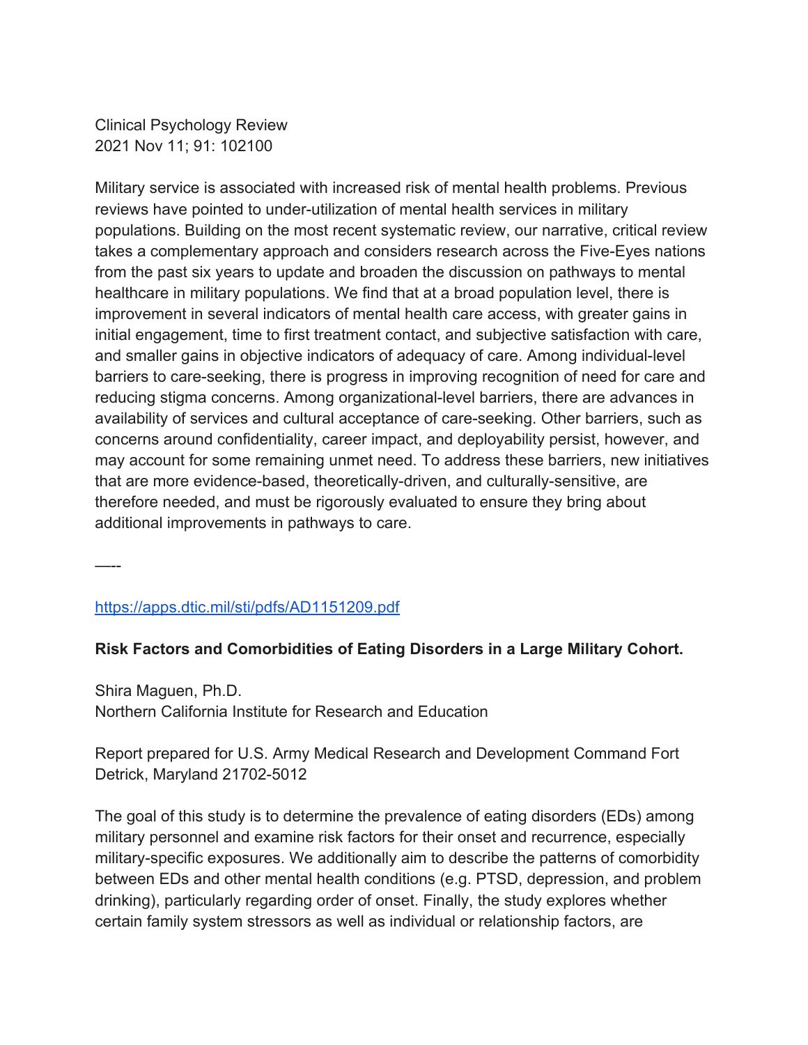Clinical Psychology Review
2021 Nov 11; 91: 102100

Military service is associated with increased risk of mental health problems. Previous reviews have pointed to under-utilization of mental health services in military populations. Building on the most recent systematic review, our narrative, critical review takes a complementary approach and considers research across the Five-Eyes nations from the past six years to update and broaden the discussion on pathways to mental healthcare in military populations. We find that at a broad population level, there is improvement in several indicators of mental health care access, with greater gains in initial engagement, time to first treatment contact, and subjective satisfaction with care, and smaller gains in objective indicators of adequacy of care. Among individual-level barriers to care-seeking, there is progress in improving recognition of need for care and reducing stigma concerns. Among organizational-level barriers, there are advances in availability of services and cultural acceptance of care-seeking. Other barriers, such as concerns around confidentiality, career impact, and deployability persist, however, and may account for some remaining unmet need. To address these barriers, new initiatives that are more evidence-based, theoretically-driven, and culturally-sensitive, are therefore needed, and must be rigorously evaluated to ensure they bring about additional improvements in pathways to care.

—--

https://apps.dtic.mil/sti/pdfs/AD1151209.pdf

**Risk Factors and Comorbidities of Eating Disorders in a Large Military Cohort.**

Shira Maguen, Ph.D.
Northern California Institute for Research and Education

Report prepared for U.S. Army Medical Research and Development Command Fort Detrick, Maryland 21702-5012

The goal of this study is to determine the prevalence of eating disorders (EDs) among military personnel and examine risk factors for their onset and recurrence, especially military-specific exposures. We additionally aim to describe the patterns of comorbidity between EDs and other mental health conditions (e.g. PTSD, depression, and problem drinking), particularly regarding order of onset. Finally, the study explores whether certain family system stressors as well as individual or relationship factors, are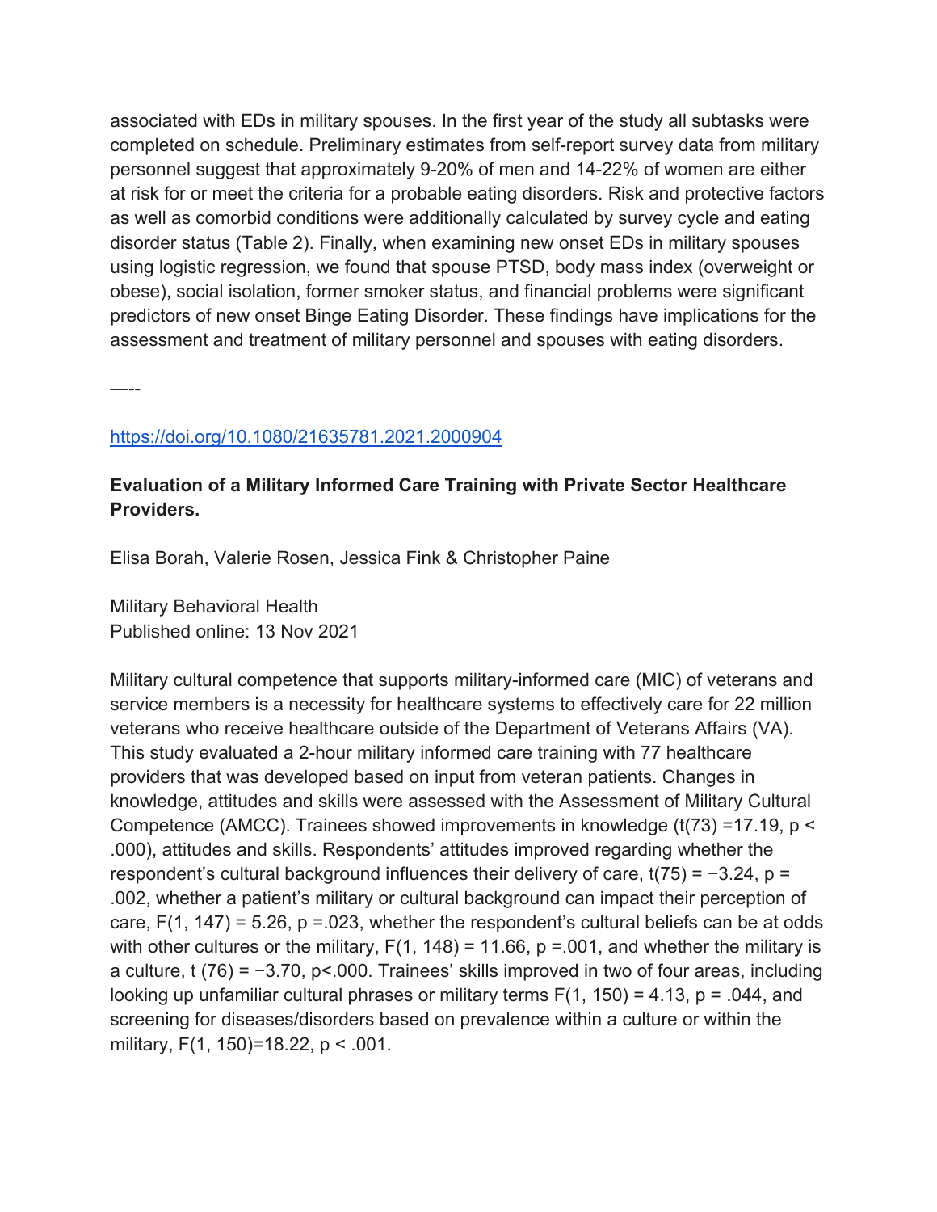associated with EDs in military spouses. In the first year of the study all subtasks were completed on schedule. Preliminary estimates from self-report survey data from military personnel suggest that approximately 9-20% of men and 14-22% of women are either at risk for or meet the criteria for a probable eating disorders. Risk and protective factors as well as comorbid conditions were additionally calculated by survey cycle and eating disorder status (Table 2). Finally, when examining new onset EDs in military spouses using logistic regression, we found that spouse PTSD, body mass index (overweight or obese), social isolation, former smoker status, and financial problems were significant predictors of new onset Binge Eating Disorder. These findings have implications for the assessment and treatment of military personnel and spouses with eating disorders.

—--

https://doi.org/10.1080/21635781.2021.2000904

**Evaluation of a Military Informed Care Training with Private Sector Healthcare Providers.**

Elisa Borah, Valerie Rosen, Jessica Fink & Christopher Paine

Military Behavioral Health
Published online: 13 Nov 2021

Military cultural competence that supports military-informed care (MIC) of veterans and service members is a necessity for healthcare systems to effectively care for 22 million veterans who receive healthcare outside of the Department of Veterans Affairs (VA). This study evaluated a 2-hour military informed care training with 77 healthcare providers that was developed based on input from veteran patients. Changes in knowledge, attitudes and skills were assessed with the Assessment of Military Cultural Competence (AMCC). Trainees showed improvements in knowledge ($t(73) = 17.19$, $p < .000$), attitudes and skills. Respondents' attitudes improved regarding whether the respondent's cultural background influences their delivery of care, $t(75) = -3.24$, $p = .002$, whether a patient's military or cultural background can impact their perception of care, $F(1, 147) = 5.26$, $p = .023$, whether the respondent's cultural beliefs can be at odds with other cultures or the military, $F(1, 148) = 11.66$, $p = .001$, and whether the military is a culture, $t(76) = -3.70$, $p < .000$. Trainees' skills improved in two of four areas, including looking up unfamiliar cultural phrases or military terms $F(1, 150) = 4.13$, $p = .044$, and screening for diseases/disorders based on prevalence within a culture or within the military, $F(1, 150) = 18.22$, $p < .001$.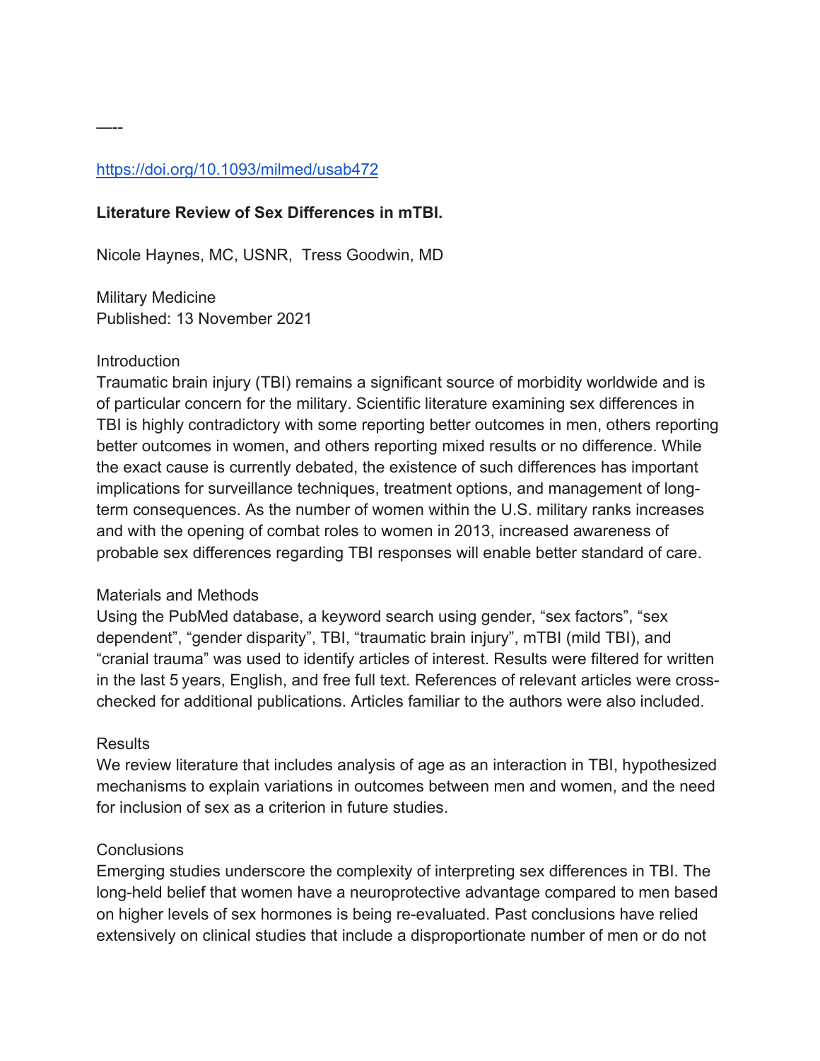—--

https://doi.org/10.1093/milmed/usab472

**Literature Review of Sex Differences in mTBI.**

Nicole Haynes, MC, USNR, Tress Goodwin, MD

Military Medicine
Published: 13 November 2021

Introduction
Traumatic brain injury (TBI) remains a significant source of morbidity worldwide and is of particular concern for the military. Scientific literature examining sex differences in TBI is highly contradictory with some reporting better outcomes in men, others reporting better outcomes in women, and others reporting mixed results or no difference. While the exact cause is currently debated, the existence of such differences has important implications for surveillance techniques, treatment options, and management of long-term consequences. As the number of women within the U.S. military ranks increases and with the opening of combat roles to women in 2013, increased awareness of probable sex differences regarding TBI responses will enable better standard of care.

Materials and Methods
Using the PubMed database, a keyword search using gender, "sex factors", "sex dependent", "gender disparity", TBI, "traumatic brain injury", mTBI (mild TBI), and "cranial trauma" was used to identify articles of interest. Results were filtered for written in the last 5 years, English, and free full text. References of relevant articles were cross-checked for additional publications. Articles familiar to the authors were also included.

Results
We review literature that includes analysis of age as an interaction in TBI, hypothesized mechanisms to explain variations in outcomes between men and women, and the need for inclusion of sex as a criterion in future studies.

Conclusions
Emerging studies underscore the complexity of interpreting sex differences in TBI. The long-held belief that women have a neuroprotective advantage compared to men based on higher levels of sex hormones is being re-evaluated. Past conclusions have relied extensively on clinical studies that include a disproportionate number of men or do not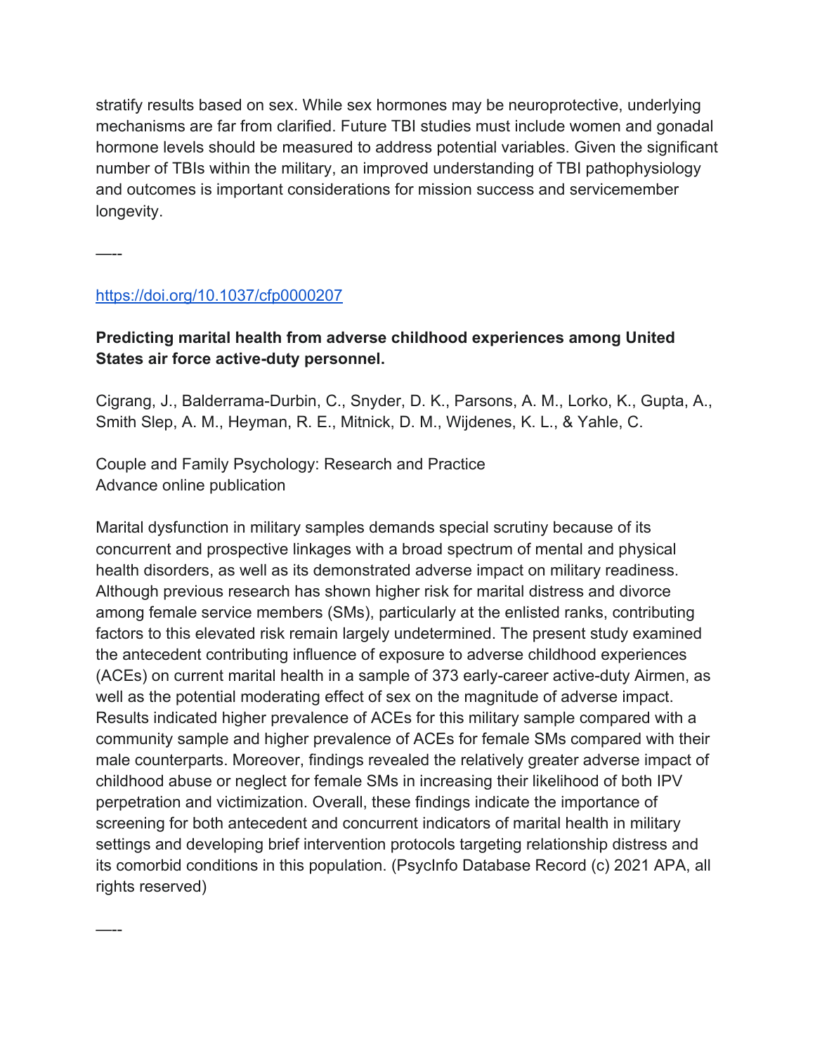stratify results based on sex. While sex hormones may be neuroprotective, underlying mechanisms are far from clarified. Future TBI studies must include women and gonadal hormone levels should be measured to address potential variables. Given the significant number of TBIs within the military, an improved understanding of TBI pathophysiology and outcomes is important considerations for mission success and servicemember longevity.

—--

https://doi.org/10.1037/cfp0000207

**Predicting marital health from adverse childhood experiences among United States air force active-duty personnel.**

Cigrang, J., Balderrama-Durbin, C., Snyder, D. K., Parsons, A. M., Lorko, K., Gupta, A., Smith Slep, A. M., Heyman, R. E., Mitnick, D. M., Wijdenes, K. L., & Yahle, C.

Couple and Family Psychology: Research and Practice
Advance online publication

Marital dysfunction in military samples demands special scrutiny because of its concurrent and prospective linkages with a broad spectrum of mental and physical health disorders, as well as its demonstrated adverse impact on military readiness. Although previous research has shown higher risk for marital distress and divorce among female service members (SMs), particularly at the enlisted ranks, contributing factors to this elevated risk remain largely undetermined. The present study examined the antecedent contributing influence of exposure to adverse childhood experiences (ACEs) on current marital health in a sample of 373 early-career active-duty Airmen, as well as the potential moderating effect of sex on the magnitude of adverse impact. Results indicated higher prevalence of ACEs for this military sample compared with a community sample and higher prevalence of ACEs for female SMs compared with their male counterparts. Moreover, findings revealed the relatively greater adverse impact of childhood abuse or neglect for female SMs in increasing their likelihood of both IPV perpetration and victimization. Overall, these findings indicate the importance of screening for both antecedent and concurrent indicators of marital health in military settings and developing brief intervention protocols targeting relationship distress and its comorbid conditions in this population. (PsycInfo Database Record (c) 2021 APA, all rights reserved)

—--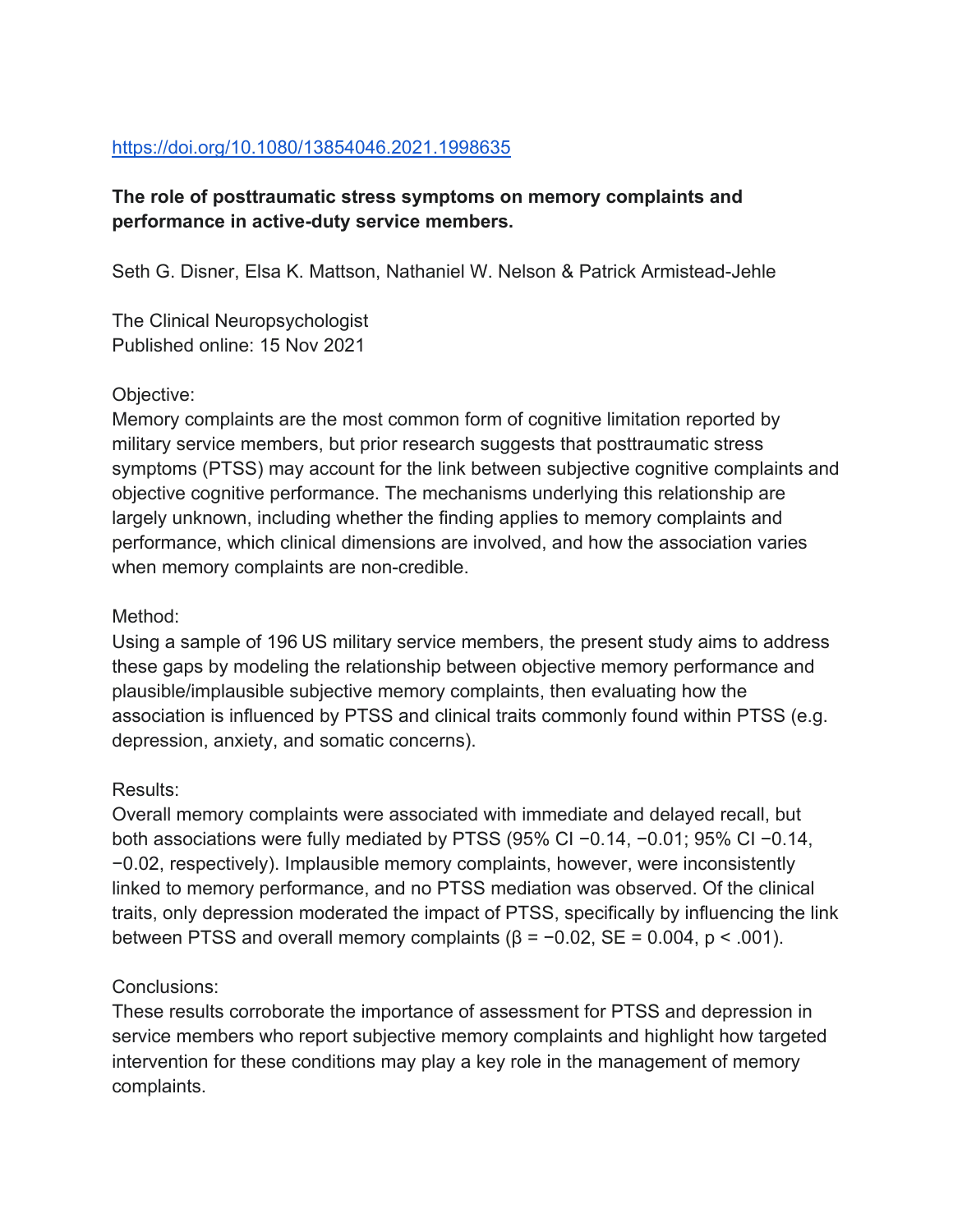https://doi.org/10.1080/13854046.2021.1998635

**The role of posttraumatic stress symptoms on memory complaints and performance in active-duty service members.**

Seth G. Disner, Elsa K. Mattson, Nathaniel W. Nelson & Patrick Armistead-Jehle

The Clinical Neuropsychologist
Published online: 15 Nov 2021

Objective:
Memory complaints are the most common form of cognitive limitation reported by military service members, but prior research suggests that posttraumatic stress symptoms (PTSS) may account for the link between subjective cognitive complaints and objective cognitive performance. The mechanisms underlying this relationship are largely unknown, including whether the finding applies to memory complaints and performance, which clinical dimensions are involved, and how the association varies when memory complaints are non-credible.

Method:
Using a sample of 196 US military service members, the present study aims to address these gaps by modeling the relationship between objective memory performance and plausible/implausible subjective memory complaints, then evaluating how the association is influenced by PTSS and clinical traits commonly found within PTSS (e.g. depression, anxiety, and somatic concerns).

Results:
Overall memory complaints were associated with immediate and delayed recall, but both associations were fully mediated by PTSS (95% CI −0.14, −0.01; 95% CI −0.14, −0.02, respectively). Implausible memory complaints, however, were inconsistently linked to memory performance, and no PTSS mediation was observed. Of the clinical traits, only depression moderated the impact of PTSS, specifically by influencing the link between PTSS and overall memory complaints ($\beta = -0.02$, $SE = 0.004$, $p < .001$).

Conclusions:
These results corroborate the importance of assessment for PTSS and depression in service members who report subjective memory complaints and highlight how targeted intervention for these conditions may play a key role in the management of memory complaints.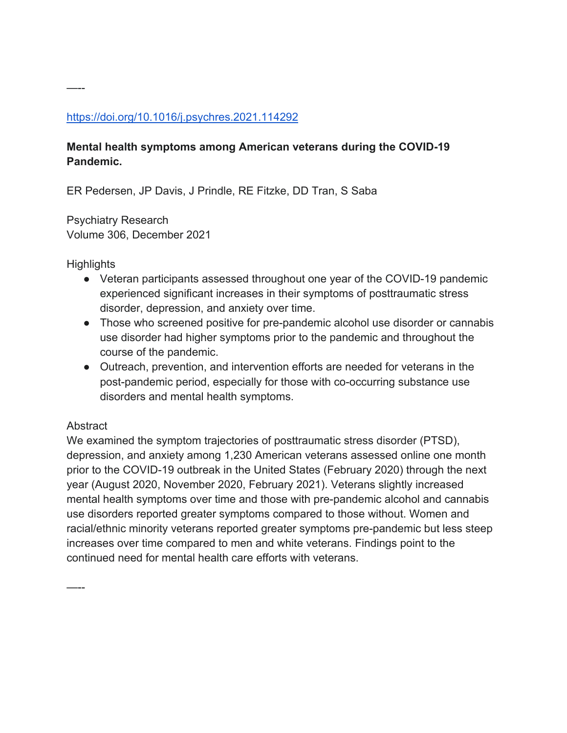----

https://doi.org/10.1016/j.psychres.2021.114292

**Mental health symptoms among American veterans during the COVID-19 Pandemic.**

ER Pedersen, JP Davis, J Prindle, RE Fitzke, DD Tran, S Saba

Psychiatry Research
Volume 306, December 2021

Highlights

- Veteran participants assessed throughout one year of the COVID-19 pandemic experienced significant increases in their symptoms of posttraumatic stress disorder, depression, and anxiety over time.
- Those who screened positive for pre-pandemic alcohol use disorder or cannabis use disorder had higher symptoms prior to the pandemic and throughout the course of the pandemic.
- Outreach, prevention, and intervention efforts are needed for veterans in the post-pandemic period, especially for those with co-occurring substance use disorders and mental health symptoms.

Abstract
We examined the symptom trajectories of posttraumatic stress disorder (PTSD), depression, and anxiety among 1,230 American veterans assessed online one month prior to the COVID-19 outbreak in the United States (February 2020) through the next year (August 2020, November 2020, February 2021). Veterans slightly increased mental health symptoms over time and those with pre-pandemic alcohol and cannabis use disorders reported greater symptoms compared to those without. Women and racial/ethnic minority veterans reported greater symptoms pre-pandemic but less steep increases over time compared to men and white veterans. Findings point to the continued need for mental health care efforts with veterans.

----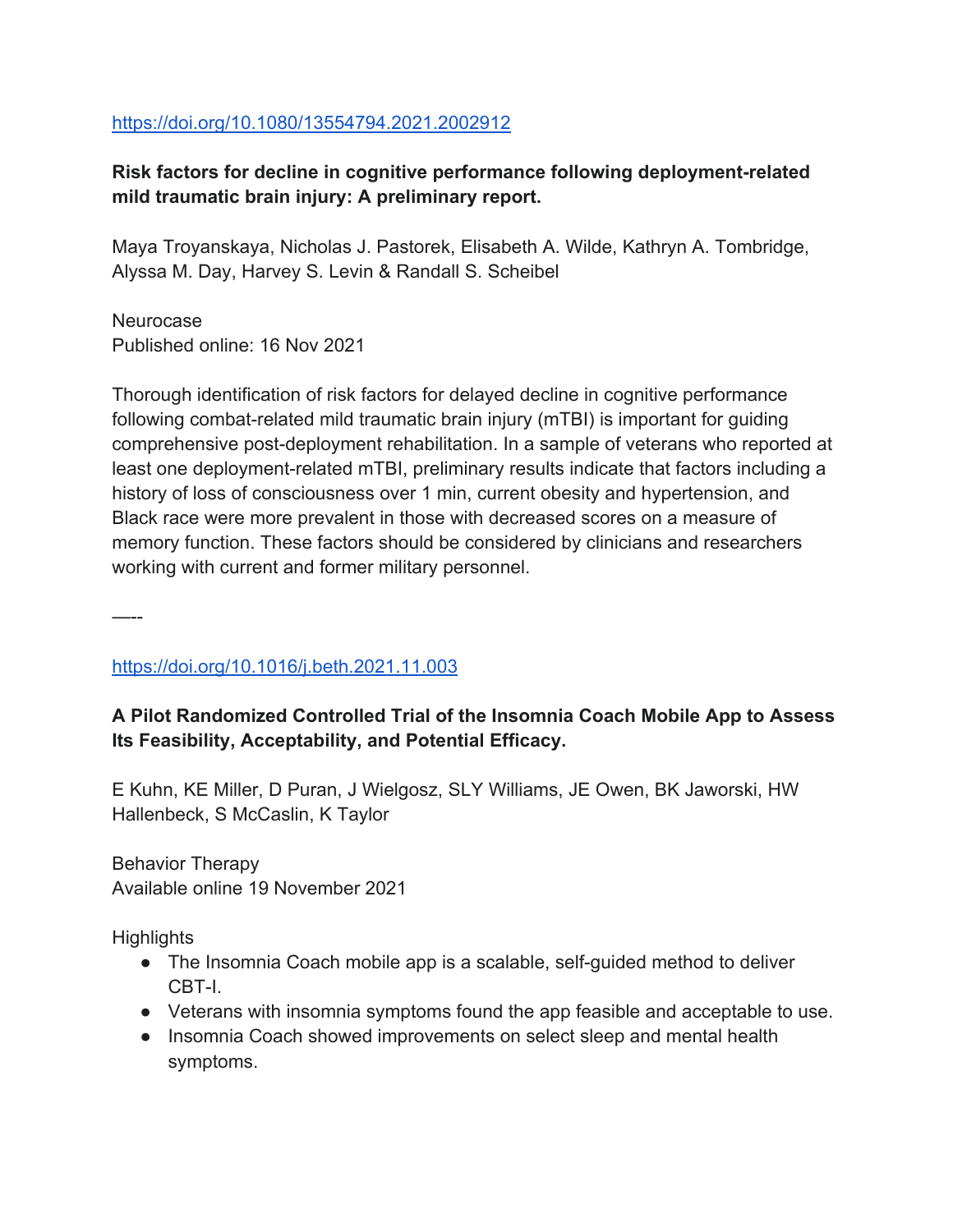https://doi.org/10.1080/13554794.2021.2002912

**Risk factors for decline in cognitive performance following deployment-related mild traumatic brain injury: A preliminary report.**

Maya Troyanskaya, Nicholas J. Pastorek, Elisabeth A. Wilde, Kathryn A. Tombridge, Alyssa M. Day, Harvey S. Levin & Randall S. Scheibel

Neurocase
Published online: 16 Nov 2021

Thorough identification of risk factors for delayed decline in cognitive performance following combat-related mild traumatic brain injury (mTBI) is important for guiding comprehensive post-deployment rehabilitation. In a sample of veterans who reported at least one deployment-related mTBI, preliminary results indicate that factors including a history of loss of consciousness over 1 min, current obesity and hypertension, and Black race were more prevalent in those with decreased scores on a measure of memory function. These factors should be considered by clinicians and researchers working with current and former military personnel.

—--

https://doi.org/10.1016/j.beth.2021.11.003

**A Pilot Randomized Controlled Trial of the Insomnia Coach Mobile App to Assess Its Feasibility, Acceptability, and Potential Efficacy.**

E Kuhn, KE Miller, D Puran, J Wielgosz, SLY Williams, JE Owen, BK Jaworski, HW Hallenbeck, S McCaslin, K Taylor

Behavior Therapy
Available online 19 November 2021

Highlights

- The Insomnia Coach mobile app is a scalable, self-guided method to deliver CBT-I.
- Veterans with insomnia symptoms found the app feasible and acceptable to use.
- Insomnia Coach showed improvements on select sleep and mental health symptoms.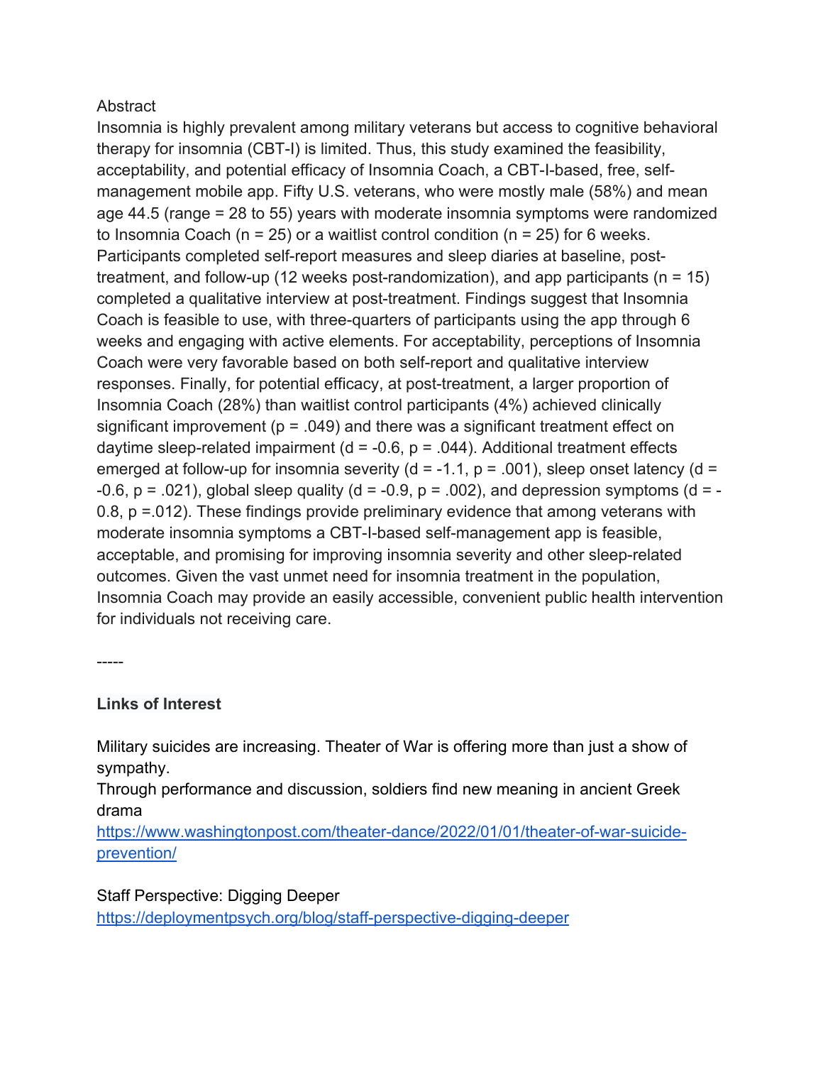Abstract

Insomnia is highly prevalent among military veterans but access to cognitive behavioral therapy for insomnia (CBT-I) is limited. Thus, this study examined the feasibility, acceptability, and potential efficacy of Insomnia Coach, a CBT-I-based, free, self-management mobile app. Fifty U.S. veterans, who were mostly male (58%) and mean age 44.5 (range = 28 to 55) years with moderate insomnia symptoms were randomized to Insomnia Coach ($n = 25$) or a waitlist control condition ($n = 25$) for 6 weeks. Participants completed self-report measures and sleep diaries at baseline, post-treatment, and follow-up (12 weeks post-randomization), and app participants ($n = 15$) completed a qualitative interview at post-treatment. Findings suggest that Insomnia Coach is feasible to use, with three-quarters of participants using the app through 6 weeks and engaging with active elements. For acceptability, perceptions of Insomnia Coach were very favorable based on both self-report and qualitative interview responses. Finally, for potential efficacy, at post-treatment, a larger proportion of Insomnia Coach (28%) than waitlist control participants (4%) achieved clinically significant improvement ($p = .049$) and there was a significant treatment effect on daytime sleep-related impairment ($d = -0.6$, $p = .044$). Additional treatment effects emerged at follow-up for insomnia severity ($d = -1.1$, $p = .001$), sleep onset latency ($d = -0.6$, $p = .021$), global sleep quality ($d = -0.9$, $p = .002$), and depression symptoms ($d = -0.8$, $p = .012$). These findings provide preliminary evidence that among veterans with moderate insomnia symptoms a CBT-I-based self-management app is feasible, acceptable, and promising for improving insomnia severity and other sleep-related outcomes. Given the vast unmet need for insomnia treatment in the population, Insomnia Coach may provide an easily accessible, convenient public health intervention for individuals not receiving care.

-----

**Links of Interest**

Military suicides are increasing. Theater of War is offering more than just a show of sympathy.
Through performance and discussion, soldiers find new meaning in ancient Greek drama
https://www.washingtonpost.com/theater-dance/2022/01/01/theater-of-war-suicide-prevention/

Staff Perspective: Digging Deeper
https://deploymentpsych.org/blog/staff-perspective-digging-deeper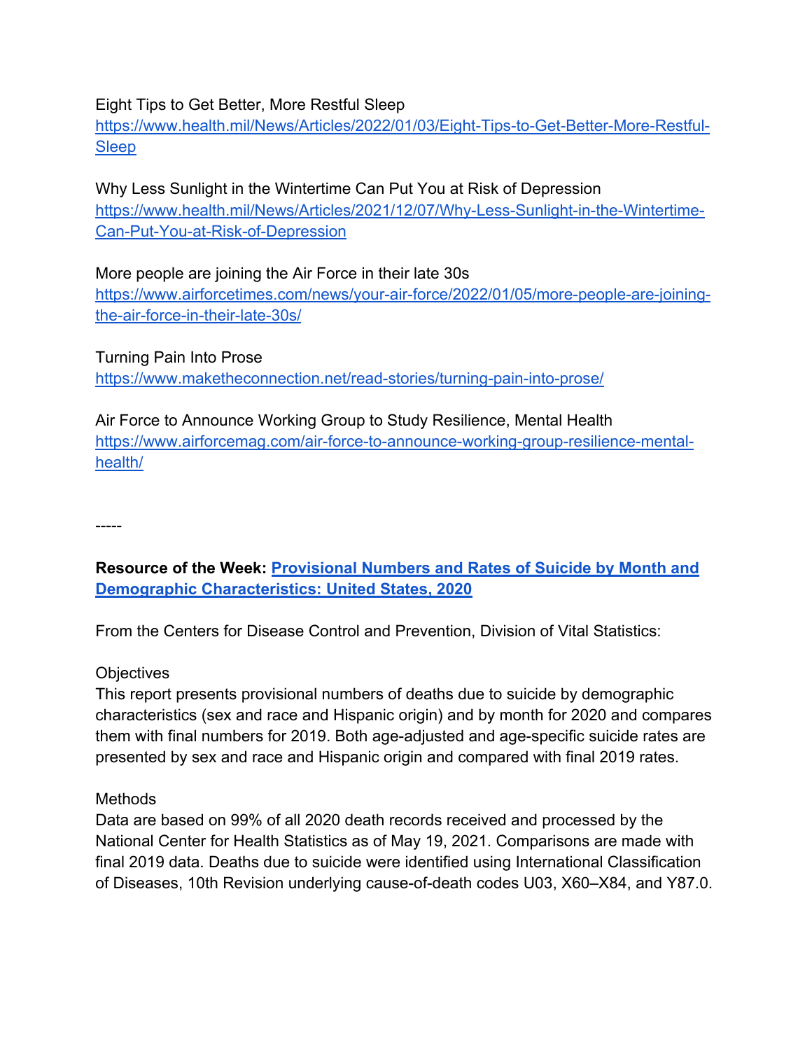Eight Tips to Get Better, More Restful Sleep
https://www.health.mil/News/Articles/2022/01/03/Eight-Tips-to-Get-Better-More-Restful-Sleep

Why Less Sunlight in the Wintertime Can Put You at Risk of Depression
https://www.health.mil/News/Articles/2021/12/07/Why-Less-Sunlight-in-the-Wintertime-Can-Put-You-at-Risk-of-Depression

More people are joining the Air Force in their late 30s
https://www.airforcetimes.com/news/your-air-force/2022/01/05/more-people-are-joining-the-air-force-in-their-late-30s/

Turning Pain Into Prose
https://www.maketheconnection.net/read-stories/turning-pain-into-prose/

Air Force to Announce Working Group to Study Resilience, Mental Health
https://www.airforcemag.com/air-force-to-announce-working-group-resilience-mental-health/

-----

**Resource of the Week: Provisional Numbers and Rates of Suicide by Month and Demographic Characteristics: United States, 2020**

From the Centers for Disease Control and Prevention, Division of Vital Statistics:

Objectives
This report presents provisional numbers of deaths due to suicide by demographic characteristics (sex and race and Hispanic origin) and by month for 2020 and compares them with final numbers for 2019. Both age-adjusted and age-specific suicide rates are presented by sex and race and Hispanic origin and compared with final 2019 rates.

Methods
Data are based on 99% of all 2020 death records received and processed by the National Center for Health Statistics as of May 19, 2021. Comparisons are made with final 2019 data. Deaths due to suicide were identified using International Classification of Diseases, 10th Revision underlying cause-of-death codes U03, X60–X84, and Y87.0.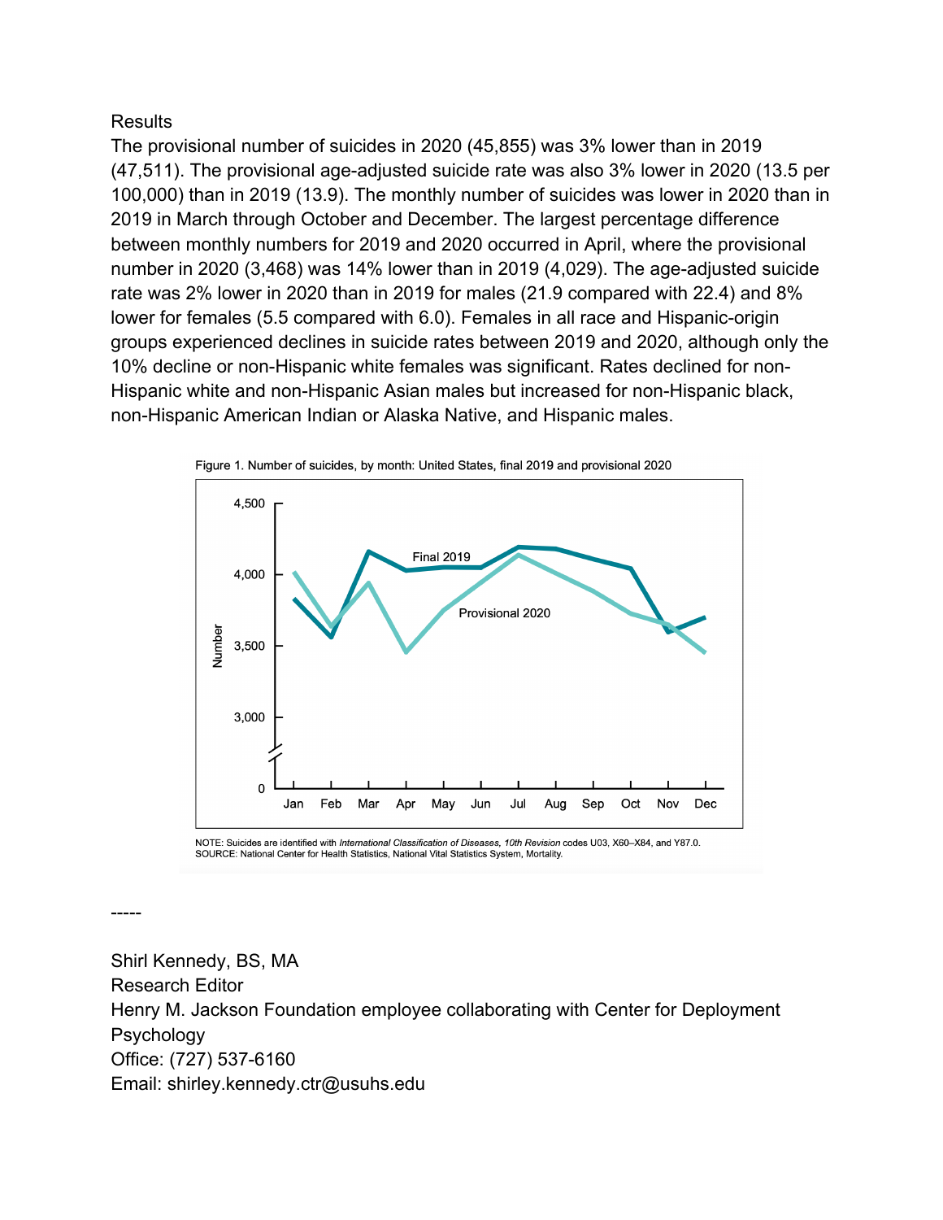Results

The provisional number of suicides in 2020 (45,855) was 3% lower than in 2019 (47,511). The provisional age-adjusted suicide rate was also 3% lower in 2020 (13.5 per 100,000) than in 2019 (13.9). The monthly number of suicides was lower in 2020 than in 2019 in March through October and December. The largest percentage difference between monthly numbers for 2019 and 2020 occurred in April, where the provisional number in 2020 (3,468) was 14% lower than in 2019 (4,029). The age-adjusted suicide rate was 2% lower in 2020 than in 2019 for males (21.9 compared with 22.4) and 8% lower for females (5.5 compared with 6.0). Females in all race and Hispanic-origin groups experienced declines in suicide rates between 2019 and 2020, although only the 10% decline or non-Hispanic white females was significant. Rates declined for non-Hispanic white and non-Hispanic Asian males but increased for non-Hispanic black, non-Hispanic American Indian or Alaska Native, and Hispanic males.

Figure 1. Number of suicides, by month: United States, final 2019 and provisional 2020

Number

4,500
4,000
3,500
3,000
0

Jan Feb Mar Apr May Jun Jul Aug Sep Oct Nov Dec

Final 2019

Provisional 2020

NOTE: Suicides are identified with *International Classification of Diseases, 10th Revision* codes U03, X60–X84, and Y87.0.
SOURCE: National Center for Health Statistics, National Vital Statistics System, Mortality.

-----

Shirl Kennedy, BS, MA
Research Editor
Henry M. Jackson Foundation employee collaborating with Center for Deployment Psychology
Office: (727) 537-6160
Email: shirley.kennedy.ctr@usuhs.edu